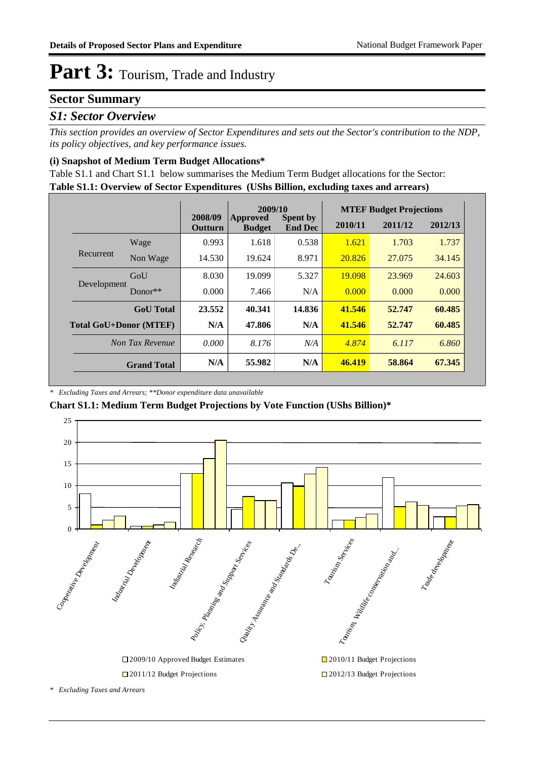# Part 3: Tourism, Trade and Industry

## Sector Summary

### *S1: Sector Overview*

*This section provides an overview of Sector Expenditures and sets out the Sector's contribution to the NDP, its policy objectives, and key performance issues.*

#### (i) Snapshot of Medium Term Budget Allocations*

Table S1.1 and Chart S1.1 below summarises the Medium Term Budget allocations for the Sector:

**Table S1.1: Overview of Sector Expenditures (UShs Billion, excluding taxes and arrears)**

| | | 2008/09 Outturn | 2009/10 Approved Budget | 2009/10 Spent by End Dec | MTEF Budget Projections 2010/11 | MTEF Budget Projections 2011/12 | MTEF Budget Projections 2012/13 |
|---|---|---|---|---|---|---|---|
| Recurrent | Wage | 0.993 | 1.618 | 0.538 | 1.621 | 1.703 | 1.737 |
| | Non Wage | 14.530 | 19.624 | 8.971 | 20.826 | 27.075 | 34.145 |
| Development | GoU | 8.030 | 19.099 | 5.327 | 19.098 | 23.969 | 24.603 |
| | Donor** | 0.000 | 7.466 | N/A | 0.000 | 0.000 | 0.000 |
| **GoU Total** | | **23.552** | **40.341** | **14.836** | **41.546** | **52.747** | **60.485** |
| **Total GoU+Donor (MTEF)** | | **N/A** | **47.806** | **N/A** | **41.546** | **52.747** | **60.485** |
| *Non Tax Revenue* | | *0.000* | *8.176* | *N/A* | *4.874* | *6.117* | *6.860* |
| **Grand Total** | | **N/A** | **55.982** | **N/A** | **46.419** | **58.864** | **67.345** |

*\* Excluding Taxes and Arrears; \*\*Donor expenditure data unavailable*

**Chart S1.1: Medium Term Budget Projections by Vote Function (UShs Billion)***

*\* Excluding Taxes and Arrears*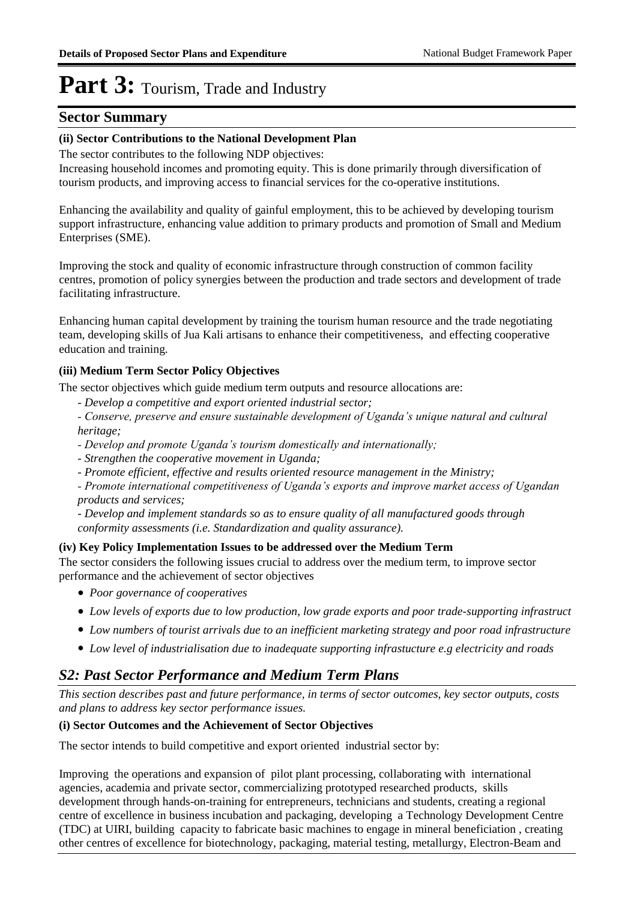# Part 3: Tourism, Trade and Industry

## Sector Summary

### (ii) Sector Contributions to the National Development Plan

The sector contributes to the following NDP objectives:

Increasing household incomes and promoting equity. This is done primarily through diversification of tourism products, and improving access to financial services for the co-operative institutions.

Enhancing the availability and quality of gainful employment, this to be achieved by developing tourism support infrastructure, enhancing value addition to primary products and promotion of Small and Medium Enterprises (SME).

Improving the stock and quality of economic infrastructure through construction of common facility centres, promotion of policy synergies between the production and trade sectors and development of trade facilitating infrastructure.

Enhancing human capital development by training the tourism human resource and the trade negotiating team, developing skills of Jua Kali artisans to enhance their competitiveness, and effecting cooperative education and training.

### (iii) Medium Term Sector Policy Objectives

The sector objectives which guide medium term outputs and resource allocations are:

*- Develop a competitive and export oriented industrial sector;*

*- Conserve, preserve and ensure sustainable development of Uganda's unique natural and cultural heritage;*

*- Develop and promote Uganda's tourism domestically and internationally;*

*- Strengthen the cooperative movement in Uganda;*

*- Promote efficient, effective and results oriented resource management in the Ministry;*

*- Promote international competitiveness of Uganda's exports and improve market access of Ugandan products and services;*

*- Develop and implement standards so as to ensure quality of all manufactured goods through conformity assessments (i.e. Standardization and quality assurance).*

### (iv) Key Policy Implementation Issues to be addressed over the Medium Term

The sector considers the following issues crucial to address over the medium term, to improve sector performance and the achievement of sector objectives

- *Poor governance of cooperatives*
- *Low levels of exports due to low production, low grade exports and poor trade-supporting infrastruct*
- *Low numbers of tourist arrivals due to an inefficient marketing strategy and poor road infrastructure*
- *Low level of industrialisation due to inadequate supporting infrastucture e.g electricity and roads*

## *S2: Past Sector Performance and Medium Term Plans*

*This section describes past and future performance, in terms of sector outcomes, key sector outputs, costs and plans to address key sector performance issues.*

### (i) Sector Outcomes and the Achievement of Sector Objectives

The sector intends to build competitive and export oriented industrial sector by:

Improving the operations and expansion of pilot plant processing, collaborating with international agencies, academia and private sector, commercializing prototyped researched products, skills development through hands-on-training for entrepreneurs, technicians and students, creating a regional centre of excellence in business incubation and packaging, developing a Technology Development Centre (TDC) at UIRI, building capacity to fabricate basic machines to engage in mineral beneficiation , creating other centres of excellence for biotechnology, packaging, material testing, metallurgy, Electron-Beam and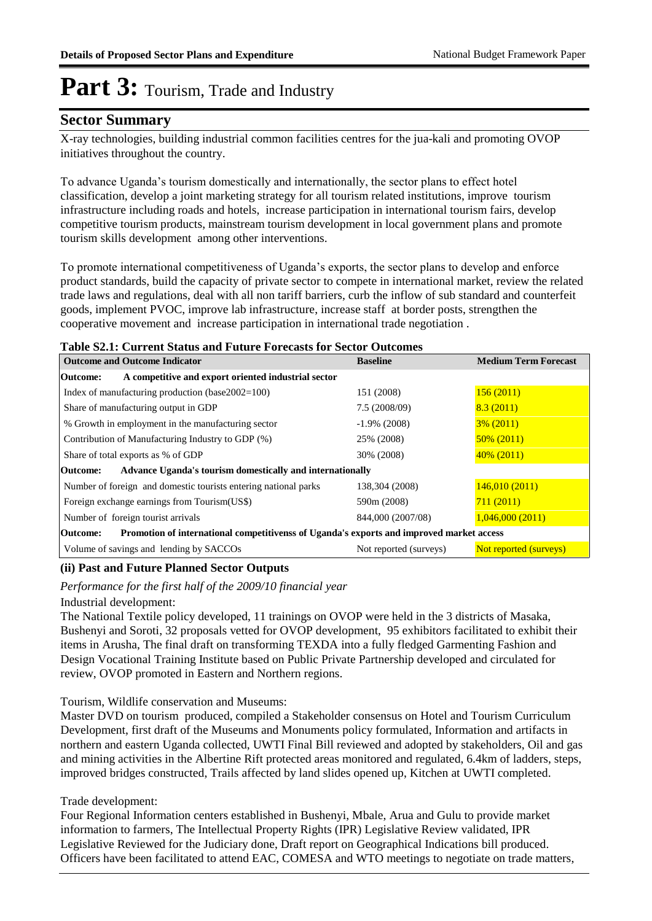# Part 3: Tourism, Trade and Industry

## Sector Summary

X-ray technologies, building industrial common facilities centres for the jua-kali and promoting OVOP initiatives throughout the country.

To advance Uganda's tourism domestically and internationally, the sector plans to effect hotel classification, develop a joint marketing strategy for all tourism related institutions, improve tourism infrastructure including roads and hotels, increase participation in international tourism fairs, develop competitive tourism products, mainstream tourism development in local government plans and promote tourism skills development among other interventions.

To promote international competitiveness of Uganda's exports, the sector plans to develop and enforce product standards, build the capacity of private sector to compete in international market, review the related trade laws and regulations, deal with all non tariff barriers, curb the inflow of sub standard and counterfeit goods, implement PVOC, improve lab infrastructure, increase staff at border posts, strengthen the cooperative movement and increase participation in international trade negotiation .

**Table S2.1: Current Status and Future Forecasts for Sector Outcomes**

| Outcome and Outcome Indicator | Baseline | Medium Term Forecast |
|---|---|---|
| **Outcome: A competitive and export oriented industrial sector** | | |
| Index of manufacturing production (base2002=100) | 151 (2008) | 156 (2011) |
| Share of manufacturing output in GDP | 7.5 (2008/09) | 8.3 (2011) |
| % Growth in employment in the manufacturing sector | -1.9% (2008) | 3% (2011) |
| Contribution of Manufacturing Industry to GDP (%) | 25% (2008) | 50% (2011) |
| Share of total exports as % of GDP | 30% (2008) | 40% (2011) |
| **Outcome: Advance Uganda's tourism domestically and internationally** | | |
| Number of foreign and domestic tourists entering national parks | 138,304 (2008) | 146,010 (2011) |
| Foreign exchange earnings from Tourism(US$) | 590m (2008) | 711 (2011) |
| Number of foreign tourist arrivals | 844,000 (2007/08) | 1,046,000 (2011) |
| **Outcome: Promotion of international competitivenss of Uganda's exports and improved market access** | | |
| Volume of savings and lending by SACCOs | Not reported (surveys) | Not reported (surveys) |

### (ii) Past and Future Planned Sector Outputs

*Performance for the first half of the 2009/10 financial year*

Industrial development:

The National Textile policy developed, 11 trainings on OVOP were held in the 3 districts of Masaka, Bushenyi and Soroti, 32 proposals vetted for OVOP development, 95 exhibitors facilitated to exhibit their items in Arusha, The final draft on transforming TEXDA into a fully fledged Garmenting Fashion and Design Vocational Training Institute based on Public Private Partnership developed and circulated for review, OVOP promoted in Eastern and Northern regions.

Tourism, Wildlife conservation and Museums:

Master DVD on tourism produced, compiled a Stakeholder consensus on Hotel and Tourism Curriculum Development, first draft of the Museums and Monuments policy formulated, Information and artifacts in northern and eastern Uganda collected, UWTI Final Bill reviewed and adopted by stakeholders, Oil and gas and mining activities in the Albertine Rift protected areas monitored and regulated, 6.4km of ladders, steps, improved bridges constructed, Trails affected by land slides opened up, Kitchen at UWTI completed.

Trade development:

Four Regional Information centers established in Bushenyi, Mbale, Arua and Gulu to provide market information to farmers, The Intellectual Property Rights (IPR) Legislative Review validated, IPR Legislative Reviewed for the Judiciary done, Draft report on Geographical Indications bill produced. Officers have been facilitated to attend EAC, COMESA and WTO meetings to negotiate on trade matters,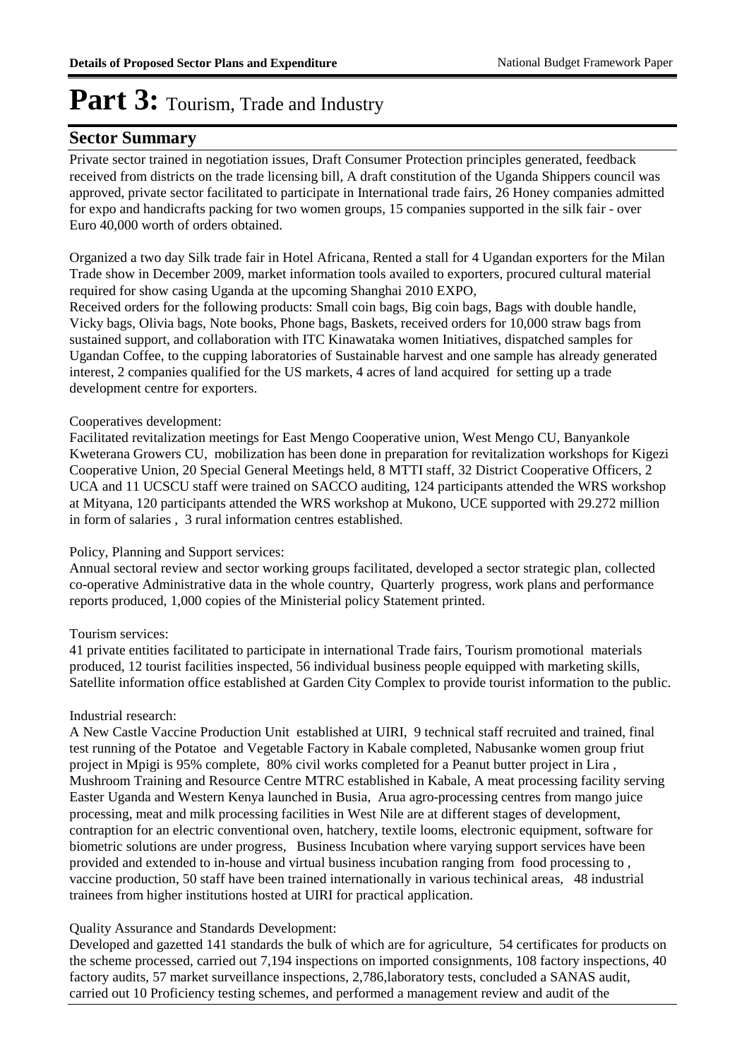# Part 3: Tourism, Trade and Industry

## Sector Summary

Private sector trained in negotiation issues, Draft Consumer Protection principles generated, feedback received from districts on the trade licensing bill, A draft constitution of the Uganda Shippers council was approved, private sector facilitated to participate in International trade fairs, 26 Honey companies admitted for expo and handicrafts packing for two women groups, 15 companies supported in the silk fair - over Euro 40,000 worth of orders obtained.

Organized a two day Silk trade fair in Hotel Africana, Rented a stall for 4 Ugandan exporters for the Milan Trade show in December 2009, market information tools availed to exporters, procured cultural material required for show casing Uganda at the upcoming Shanghai 2010 EXPO,
Received orders for the following products: Small coin bags, Big coin bags, Bags with double handle, Vicky bags, Olivia bags, Note books, Phone bags, Baskets, received orders for 10,000 straw bags from sustained support, and collaboration with ITC Kinawataka women Initiatives, dispatched samples for Ugandan Coffee, to the cupping laboratories of Sustainable harvest and one sample has already generated interest, 2 companies qualified for the US markets, 4 acres of land acquired for setting up a trade development centre for exporters.

Cooperatives development:
Facilitated revitalization meetings for East Mengo Cooperative union, West Mengo CU, Banyankole Kweterana Growers CU, mobilization has been done in preparation for revitalization workshops for Kigezi Cooperative Union, 20 Special General Meetings held, 8 MTTI staff, 32 District Cooperative Officers, 2 UCA and 11 UCSCU staff were trained on SACCO auditing, 124 participants attended the WRS workshop at Mityana, 120 participants attended the WRS workshop at Mukono, UCE supported with 29.272 million in form of salaries , 3 rural information centres established.

Policy, Planning and Support services:
Annual sectoral review and sector working groups facilitated, developed a sector strategic plan, collected co-operative Administrative data in the whole country, Quarterly progress, work plans and performance reports produced, 1,000 copies of the Ministerial policy Statement printed.

Tourism services:
41 private entities facilitated to participate in international Trade fairs, Tourism promotional materials produced, 12 tourist facilities inspected, 56 individual business people equipped with marketing skills, Satellite information office established at Garden City Complex to provide tourist information to the public.

Industrial research:
A New Castle Vaccine Production Unit established at UIRI, 9 technical staff recruited and trained, final test running of the Potatoe and Vegetable Factory in Kabale completed, Nabusanke women group friut project in Mpigi is 95% complete, 80% civil works completed for a Peanut butter project in Lira , Mushroom Training and Resource Centre MTRC established in Kabale, A meat processing facility serving Easter Uganda and Western Kenya launched in Busia, Arua agro-processing centres from mango juice processing, meat and milk processing facilities in West Nile are at different stages of development, contraption for an electric conventional oven, hatchery, textile looms, electronic equipment, software for biometric solutions are under progress, Business Incubation where varying support services have been provided and extended to in-house and virtual business incubation ranging from food processing to , vaccine production, 50 staff have been trained internationally in various techinical areas, 48 industrial trainees from higher institutions hosted at UIRI for practical application.

Quality Assurance and Standards Development:
Developed and gazetted 141 standards the bulk of which are for agriculture, 54 certificates for products on the scheme processed, carried out 7,194 inspections on imported consignments, 108 factory inspections, 40 factory audits, 57 market surveillance inspections, 2,786,laboratory tests, concluded a SANAS audit, carried out 10 Proficiency testing schemes, and performed a management review and audit of the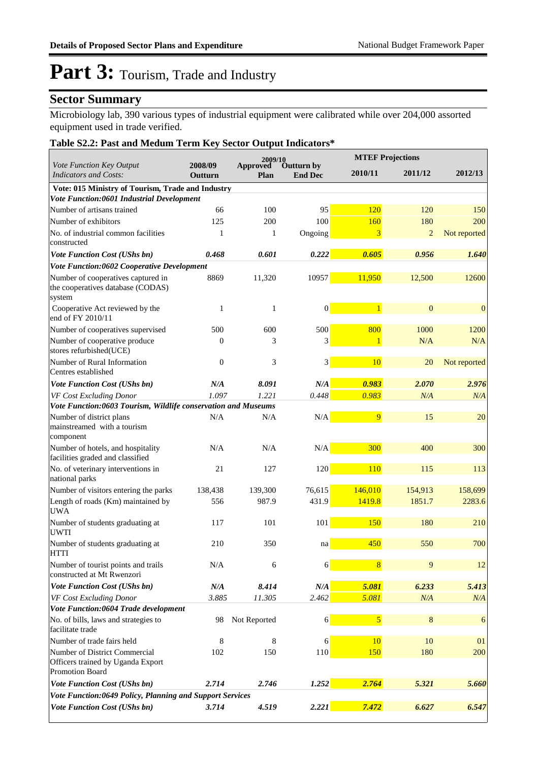# Part 3: Tourism, Trade and Industry

## Sector Summary

Microbiology lab, 390 various types of industrial equipment were calibrated while over 204,000 assorted equipment used in trade verified.

### Table S2.2: Past and Medum Term Key Sector Output Indicators*

| *Vote Function Key Output Indicators and Costs:* | 2008/09 Outturn | 2009/10 Approved Plan | 2009/10 Outturn by End Dec | MTEF Projections 2010/11 | MTEF Projections 2011/12 | MTEF Projections 2012/13 |
|---|---|---|---|---|---|---|
| **Vote: 015 Ministry of Tourism, Trade and Industry** | | | | | | |
| ***Vote Function:0601 Industrial Development*** | | | | | | |
| Number of artisans trained | 66 | 100 | 95 | 120 | 120 | 150 |
| Number of exhibitors | 125 | 200 | 100 | 160 | 180 | 200 |
| No. of industrial common facilities constructed | 1 | 1 | Ongoing | 3 | 2 | Not reported |
| ***Vote Function Cost (UShs bn)*** | ***0.468*** | ***0.601*** | ***0.222*** | ***0.605*** | ***0.956*** | ***1.640*** |
| ***Vote Function:0602 Cooperative Development*** | | | | | | |
| Number of cooperatives captured in the cooperatives database (CODAS) system | 8869 | 11,320 | 10957 | 11,950 | 12,500 | 12600 |
| Cooperative Act reviewed by the end of FY 2010/11 | 1 | 1 | 0 | 1 | 0 | 0 |
| Number of cooperatives supervised | 500 | 600 | 500 | 800 | 1000 | 1200 |
| Number of cooperative produce stores refurbished(UCE) | 0 | 3 | 3 | 1 | N/A | N/A |
| Number of Rural Information Centres established | 0 | 3 | 3 | 10 | 20 | Not reported |
| ***Vote Function Cost (UShs bn)*** | ***N/A*** | ***8.091*** | ***N/A*** | ***0.983*** | ***2.070*** | ***2.976*** |
| *VF Cost Excluding Donor* | *1.097* | *1.221* | *0.448* | *0.983* | *N/A* | *N/A* |
| ***Vote Function:0603 Tourism, Wildlife conservation and Museums*** | | | | | | |
| Number of district plans mainstreamed with a tourism component | N/A | N/A | N/A | 9 | 15 | 20 |
| Number of hotels, and hospitality facilities graded and classified | N/A | N/A | N/A | 300 | 400 | 300 |
| No. of veterinary interventions in national parks | 21 | 127 | 120 | 110 | 115 | 113 |
| Number of visitors entering the parks | 138,438 | 139,300 | 76,615 | 146,010 | 154,913 | 158,699 |
| Length of roads (Km) maintained by UWA | 556 | 987.9 | 431.9 | 1419.8 | 1851.7 | 2283.6 |
| Number of students graduating at UWTI | 117 | 101 | 101 | 150 | 180 | 210 |
| Number of students graduating at HTTI | 210 | 350 | na | 450 | 550 | 700 |
| Number of tourist points and trails constructed at Mt Rwenzori | N/A | 6 | 6 | 8 | 9 | 12 |
| ***Vote Function Cost (UShs bn)*** | ***N/A*** | ***8.414*** | ***N/A*** | ***5.081*** | ***6.233*** | ***5.413*** |
| *VF Cost Excluding Donor* | *3.885* | *11.305* | *2.462* | *5.081* | *N/A* | *N/A* |
| ***Vote Function:0604 Trade development*** | | | | | | |
| No. of bills, laws and strategies to facilitate trade | 98 | Not Reported | 6 | 5 | 8 | 6 |
| Number of trade fairs held | 8 | 8 | 6 | 10 | 10 | 01 |
| Number of District Commercial Officers trained by Uganda Export Promotion Board | 102 | 150 | 110 | 150 | 180 | 200 |
| ***Vote Function Cost (UShs bn)*** | ***2.714*** | ***2.746*** | ***1.252*** | ***2.764*** | ***5.321*** | ***5.660*** |
| ***Vote Function:0649 Policy, Planning and Support Services*** | | | | | | |
| ***Vote Function Cost (UShs bn)*** | ***3.714*** | ***4.519*** | ***2.221*** | ***7.472*** | ***6.627*** | ***6.547*** |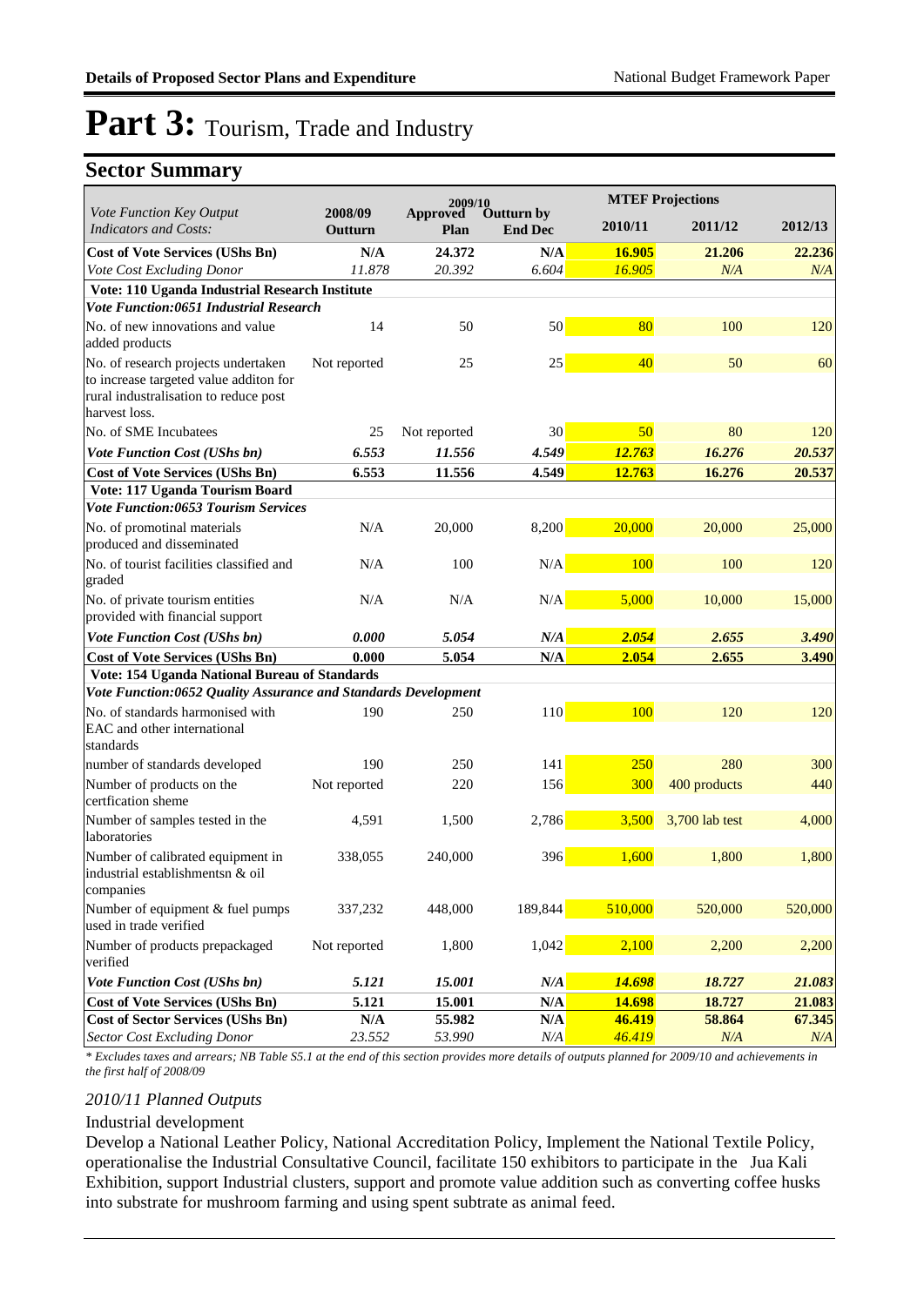# Part 3: Tourism, Trade and Industry

## Sector Summary

| *Vote Function Key Output Indicators and Costs:* | 2008/09 Outturn | 2009/10 Approved Plan | 2009/10 Outturn by End Dec | MTEF Projections 2010/11 | MTEF Projections 2011/12 | MTEF Projections 2012/13 |
|---|---|---|---|---|---|---|
| **Cost of Vote Services (UShs Bn)** | **N/A** | **24.372** | **N/A** | **16.905** | **21.206** | **22.236** |
| *Vote Cost Excluding Donor* | *11.878* | *20.392* | *6.604* | *16.905* | *N/A* | *N/A* |
| **Vote: 110 Uganda Industrial Research Institute** | | | | | | |
| ***Vote Function:0651 Industrial Research*** | | | | | | |
| No. of new innovations and value added products | 14 | 50 | 50 | 80 | 100 | 120 |
| No. of research projects undertaken to increase targeted value additon for rural industralisation to reduce post harvest loss. | Not reported | 25 | 25 | 40 | 50 | 60 |
| No. of SME Incubatees | 25 | Not reported | 30 | 50 | 80 | 120 |
| ***Vote Function Cost (UShs bn)*** | ***6.553*** | ***11.556*** | ***4.549*** | ***12.763*** | ***16.276*** | ***20.537*** |
| **Cost of Vote Services (UShs Bn)** | **6.553** | **11.556** | **4.549** | **12.763** | **16.276** | **20.537** |
| **Vote: 117 Uganda Tourism Board** | | | | | | |
| ***Vote Function:0653 Tourism Services*** | | | | | | |
| No. of promotinal materials produced and disseminated | N/A | 20,000 | 8,200 | 20,000 | 20,000 | 25,000 |
| No. of tourist facilities classified and graded | N/A | 100 | N/A | 100 | 100 | 120 |
| No. of private tourism entities provided with financial support | N/A | N/A | N/A | 5,000 | 10,000 | 15,000 |
| ***Vote Function Cost (UShs bn)*** | ***0.000*** | ***5.054*** | ***N/A*** | ***2.054*** | ***2.655*** | ***3.490*** |
| **Cost of Vote Services (UShs Bn)** | **0.000** | **5.054** | **N/A** | **2.054** | **2.655** | **3.490** |
| **Vote: 154 Uganda National Bureau of Standards** | | | | | | |
| ***Vote Function:0652 Quality Assurance and Standards Development*** | | | | | | |
| No. of standards harmonised with EAC and other international standards | 190 | 250 | 110 | 100 | 120 | 120 |
| number of standards developed | 190 | 250 | 141 | 250 | 280 | 300 |
| Number of products on the certfication sheme | Not reported | 220 | 156 | 300 | 400 products | 440 |
| Number of samples tested in the laboratories | 4,591 | 1,500 | 2,786 | 3,500 | 3,700 lab test | 4,000 |
| Number of calibrated equipment in industrial establishmentsn & oil companies | 338,055 | 240,000 | 396 | 1,600 | 1,800 | 1,800 |
| Number of equipment & fuel pumps used in trade verified | 337,232 | 448,000 | 189,844 | 510,000 | 520,000 | 520,000 |
| Number of products prepackaged verified | Not reported | 1,800 | 1,042 | 2,100 | 2,200 | 2,200 |
| ***Vote Function Cost (UShs bn)*** | ***5.121*** | ***15.001*** | ***N/A*** | ***14.698*** | ***18.727*** | ***21.083*** |
| **Cost of Vote Services (UShs Bn)** | **5.121** | **15.001** | **N/A** | **14.698** | **18.727** | **21.083** |
| **Cost of Sector Services (UShs Bn)** | **N/A** | **55.982** | **N/A** | **46.419** | **58.864** | **67.345** |
| *Sector Cost Excluding Donor* | *23.552* | *53.990* | *N/A* | *46.419* | *N/A* | *N/A* |

*\* Excludes taxes and arrears; NB Table S5.1 at the end of this section provides more details of outputs planned for 2009/10 and achievements in the first half of 2008/09*

*2010/11 Planned Outputs*

Industrial development

Develop a National Leather Policy, National Accreditation Policy, Implement the National Textile Policy, operationalise the Industrial Consultative Council, facilitate 150 exhibitors to participate in the Jua Kali Exhibition, support Industrial clusters, support and promote value addition such as converting coffee husks into substrate for mushroom farming and using spent subtrate as animal feed.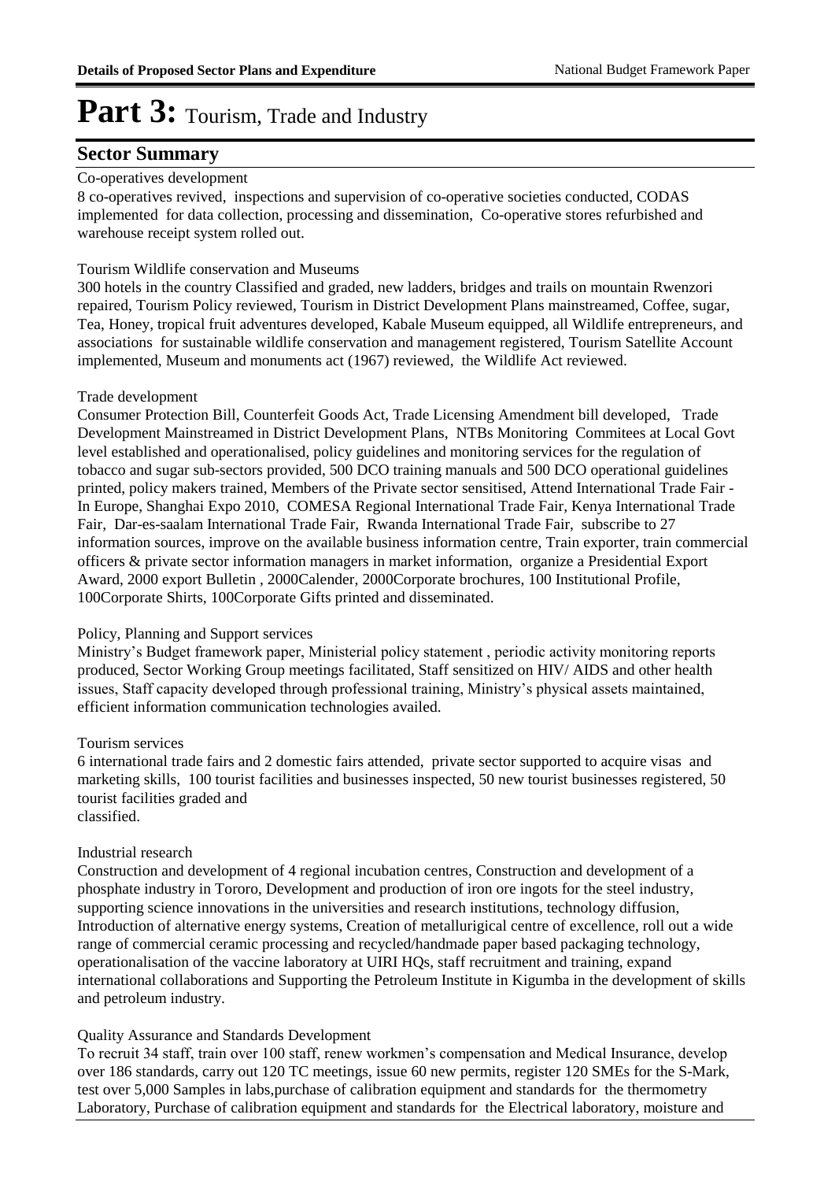# Part 3: Tourism, Trade and Industry

## Sector Summary

Co-operatives development

8 co-operatives revived, inspections and supervision of co-operative societies conducted, CODAS implemented for data collection, processing and dissemination, Co-operative stores refurbished and warehouse receipt system rolled out.

Tourism Wildlife conservation and Museums

300 hotels in the country Classified and graded, new ladders, bridges and trails on mountain Rwenzori repaired, Tourism Policy reviewed, Tourism in District Development Plans mainstreamed, Coffee, sugar, Tea, Honey, tropical fruit adventures developed, Kabale Museum equipped, all Wildlife entrepreneurs, and associations for sustainable wildlife conservation and management registered, Tourism Satellite Account implemented, Museum and monuments act (1967) reviewed, the Wildlife Act reviewed.

Trade development

Consumer Protection Bill, Counterfeit Goods Act, Trade Licensing Amendment bill developed, Trade Development Mainstreamed in District Development Plans, NTBs Monitoring Commitees at Local Govt level established and operationalised, policy guidelines and monitoring services for the regulation of tobacco and sugar sub-sectors provided, 500 DCO training manuals and 500 DCO operational guidelines printed, policy makers trained, Members of the Private sector sensitised, Attend International Trade Fair - In Europe, Shanghai Expo 2010, COMESA Regional International Trade Fair, Kenya International Trade Fair, Dar-es-saalam International Trade Fair, Rwanda International Trade Fair, subscribe to 27 information sources, improve on the available business information centre, Train exporter, train commercial officers & private sector information managers in market information, organize a Presidential Export Award, 2000 export Bulletin , 2000Calender, 2000Corporate brochures, 100 Institutional Profile, 100Corporate Shirts, 100Corporate Gifts printed and disseminated.

Policy, Planning and Support services

Ministry's Budget framework paper, Ministerial policy statement , periodic activity monitoring reports produced, Sector Working Group meetings facilitated, Staff sensitized on HIV/ AIDS and other health issues, Staff capacity developed through professional training, Ministry's physical assets maintained, efficient information communication technologies availed.

Tourism services

6 international trade fairs and 2 domestic fairs attended, private sector supported to acquire visas and marketing skills, 100 tourist facilities and businesses inspected, 50 new tourist businesses registered, 50 tourist facilities graded and classified.

Industrial research

Construction and development of 4 regional incubation centres, Construction and development of a phosphate industry in Tororo, Development and production of iron ore ingots for the steel industry, supporting science innovations in the universities and research institutions, technology diffusion, Introduction of alternative energy systems, Creation of metallurigical centre of excellence, roll out a wide range of commercial ceramic processing and recycled/handmade paper based packaging technology, operationalisation of the vaccine laboratory at UIRI HQs, staff recruitment and training, expand international collaborations and Supporting the Petroleum Institute in Kigumba in the development of skills and petroleum industry.

Quality Assurance and Standards Development

To recruit 34 staff, train over 100 staff, renew workmen's compensation and Medical Insurance, develop over 186 standards, carry out 120 TC meetings, issue 60 new permits, register 120 SMEs for the S-Mark, test over 5,000 Samples in labs,purchase of calibration equipment and standards for the thermometry Laboratory, Purchase of calibration equipment and standards for the Electrical laboratory, moisture and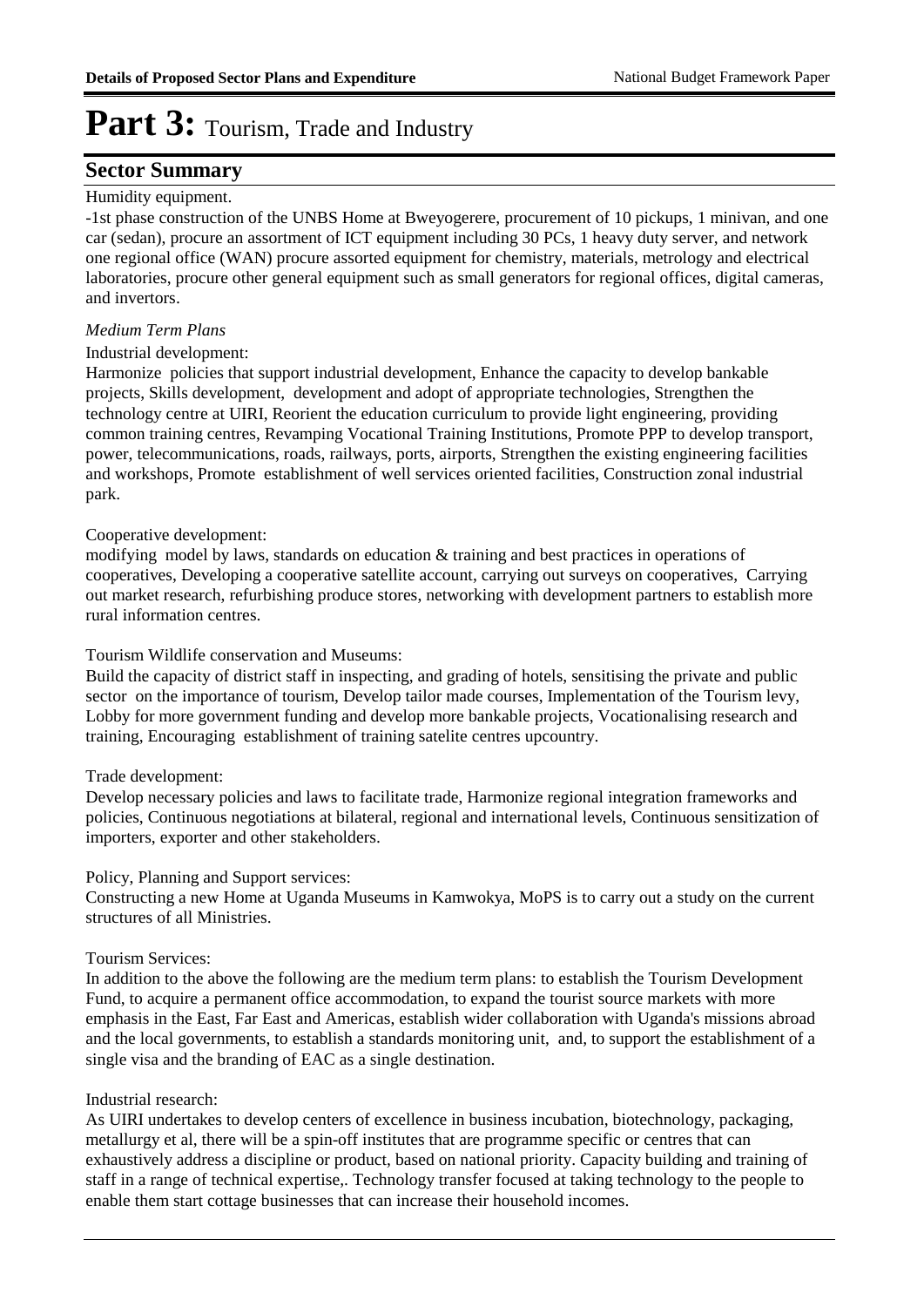# Part 3: Tourism, Trade and Industry

## Sector Summary

Humidity equipment.

-1st phase construction of the UNBS Home at Bweyogerere, procurement of 10 pickups, 1 minivan, and one car (sedan), procure an assortment of ICT equipment including 30 PCs, 1 heavy duty server, and network one regional office (WAN) procure assorted equipment for chemistry, materials, metrology and electrical laboratories, procure other general equipment such as small generators for regional offices, digital cameras, and invertors.

*Medium Term Plans*

Industrial development:

Harmonize policies that support industrial development, Enhance the capacity to develop bankable projects, Skills development, development and adopt of appropriate technologies, Strengthen the technology centre at UIRI, Reorient the education curriculum to provide light engineering, providing common training centres, Revamping Vocational Training Institutions, Promote PPP to develop transport, power, telecommunications, roads, railways, ports, airports, Strengthen the existing engineering facilities and workshops, Promote establishment of well services oriented facilities, Construction zonal industrial park.

Cooperative development:

modifying model by laws, standards on education & training and best practices in operations of cooperatives, Developing a cooperative satellite account, carrying out surveys on cooperatives, Carrying out market research, refurbishing produce stores, networking with development partners to establish more rural information centres.

Tourism Wildlife conservation and Museums:

Build the capacity of district staff in inspecting, and grading of hotels, sensitising the private and public sector on the importance of tourism, Develop tailor made courses, Implementation of the Tourism levy, Lobby for more government funding and develop more bankable projects, Vocationalising research and training, Encouraging establishment of training satelite centres upcountry.

Trade development:

Develop necessary policies and laws to facilitate trade, Harmonize regional integration frameworks and policies, Continuous negotiations at bilateral, regional and international levels, Continuous sensitization of importers, exporter and other stakeholders.

Policy, Planning and Support services:

Constructing a new Home at Uganda Museums in Kamwokya, MoPS is to carry out a study on the current structures of all Ministries.

Tourism Services:

In addition to the above the following are the medium term plans: to establish the Tourism Development Fund, to acquire a permanent office accommodation, to expand the tourist source markets with more emphasis in the East, Far East and Americas, establish wider collaboration with Uganda's missions abroad and the local governments, to establish a standards monitoring unit, and, to support the establishment of a single visa and the branding of EAC as a single destination.

Industrial research:

As UIRI undertakes to develop centers of excellence in business incubation, biotechnology, packaging, metallurgy et al, there will be a spin-off institutes that are programme specific or centres that can exhaustively address a discipline or product, based on national priority. Capacity building and training of staff in a range of technical expertise,. Technology transfer focused at taking technology to the people to enable them start cottage businesses that can increase their household incomes.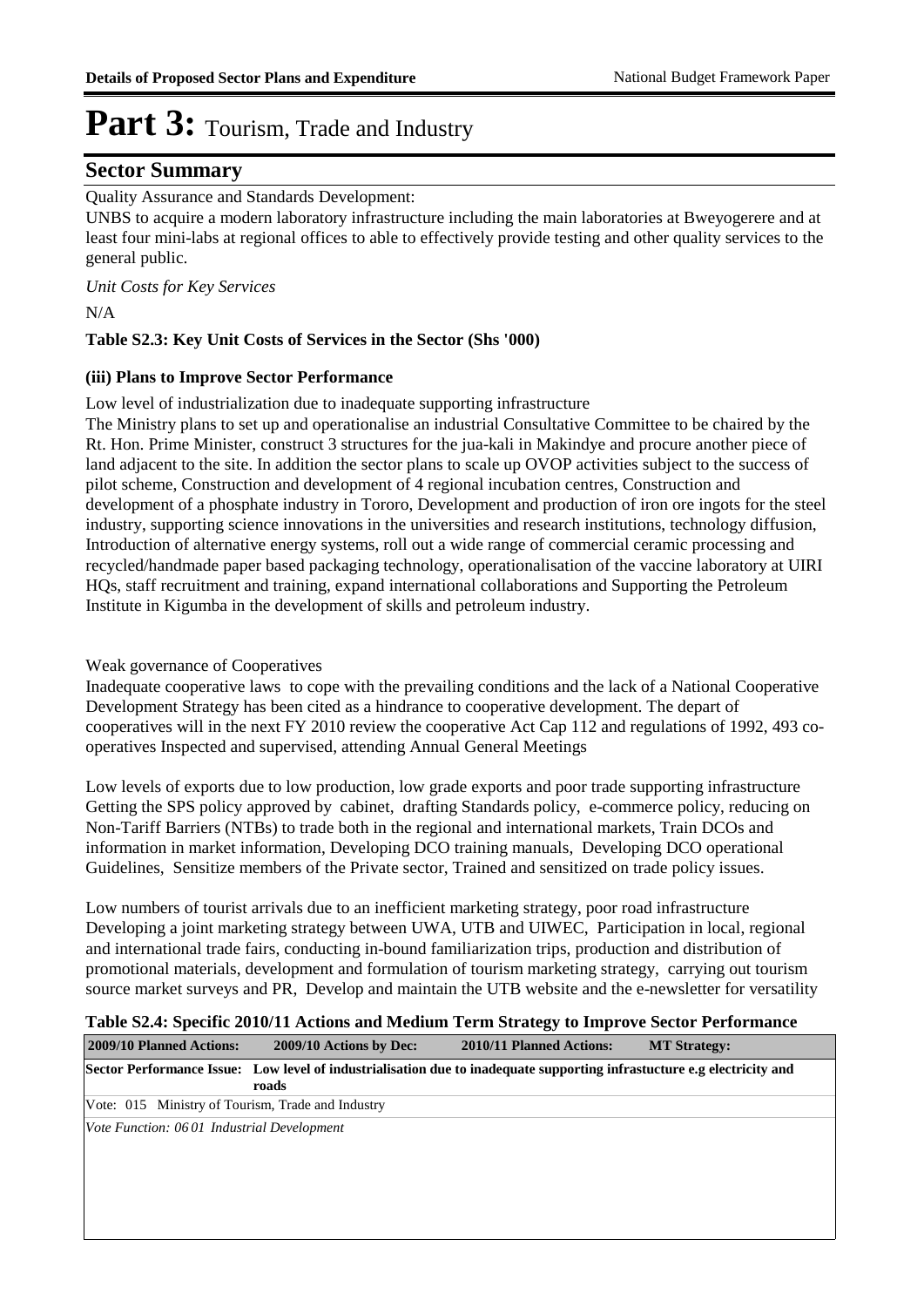# Part 3: Tourism, Trade and Industry

## Sector Summary

Quality Assurance and Standards Development:
UNBS to acquire a modern laboratory infrastructure including the main laboratories at Bweyogerere and at least four mini-labs at regional offices to able to effectively provide testing and other quality services to the general public.

*Unit Costs for Key Services*

N/A

**Table S2.3: Key Unit Costs of Services in the Sector (Shs '000)**

### (iii) Plans to Improve Sector Performance

Low level of industrialization due to inadequate supporting infrastructure
The Ministry plans to set up and operationalise an industrial Consultative Committee to be chaired by the Rt. Hon. Prime Minister, construct 3 structures for the jua-kali in Makindye and procure another piece of land adjacent to the site. In addition the sector plans to scale up OVOP activities subject to the success of pilot scheme, Construction and development of 4 regional incubation centres, Construction and development of a phosphate industry in Tororo, Development and production of iron ore ingots for the steel industry, supporting science innovations in the universities and research institutions, technology diffusion, Introduction of alternative energy systems, roll out a wide range of commercial ceramic processing and recycled/handmade paper based packaging technology, operationalisation of the vaccine laboratory at UIRI HQs, staff recruitment and training, expand international collaborations and Supporting the Petroleum Institute in Kigumba in the development of skills and petroleum industry.

Weak governance of Cooperatives
Inadequate cooperative laws to cope with the prevailing conditions and the lack of a National Cooperative Development Strategy has been cited as a hindrance to cooperative development. The depart of cooperatives will in the next FY 2010 review the cooperative Act Cap 112 and regulations of 1992, 493 co-operatives Inspected and supervised, attending Annual General Meetings

Low levels of exports due to low production, low grade exports and poor trade supporting infrastructure
Getting the SPS policy approved by cabinet, drafting Standards policy, e-commerce policy, reducing on Non-Tariff Barriers (NTBs) to trade both in the regional and international markets, Train DCOs and information in market information, Developing DCO training manuals, Developing DCO operational Guidelines, Sensitize members of the Private sector, Trained and sensitized on trade policy issues.

Low numbers of tourist arrivals due to an inefficient marketing strategy, poor road infrastructure
Developing a joint marketing strategy between UWA, UTB and UIWEC, Participation in local, regional and international trade fairs, conducting in-bound familiarization trips, production and distribution of promotional materials, development and formulation of tourism marketing strategy, carrying out tourism source market surveys and PR, Develop and maintain the UTB website and the e-newsletter for versatility

**Table S2.4: Specific 2010/11 Actions and Medium Term Strategy to Improve Sector Performance**

| 2009/10 Planned Actions: | 2009/10 Actions by Dec: | 2010/11 Planned Actions: | MT Strategy: |
|---|---|---|---|
| **Sector Performance Issue:** Low level of industrialisation due to inadequate supporting infrastucture e.g electricity and roads | | | |
| Vote: 015 Ministry of Tourism, Trade and Industry | | | |
| *Vote Function: 06 01 Industrial Development* | | | |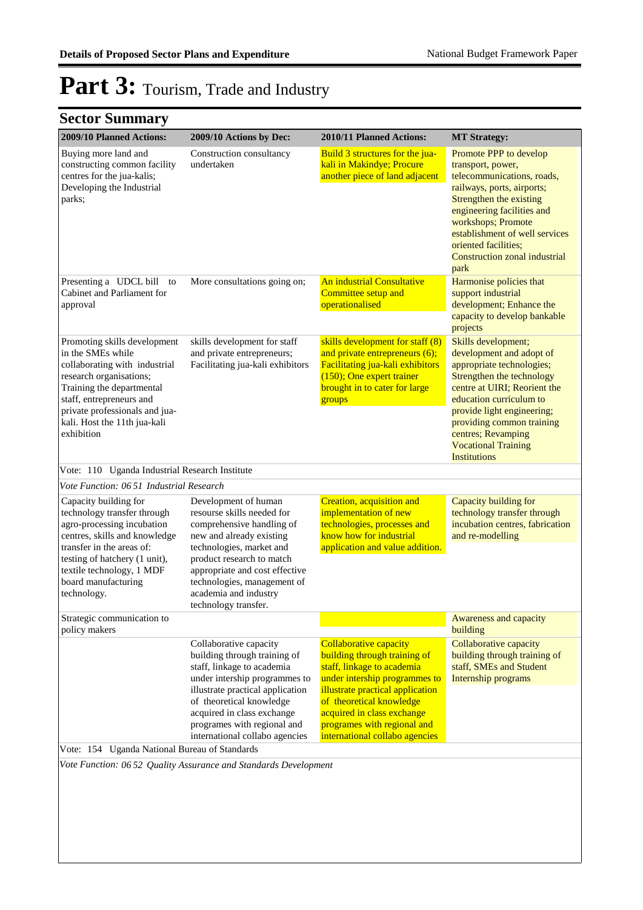# Part 3: Tourism, Trade and Industry

## Sector Summary

| 2009/10 Planned Actions: | 2009/10 Actions by Dec: | 2010/11 Planned Actions: | MT Strategy: |
|---|---|---|---|
| Buying more land and constructing common facility centres for the jua-kalis; Developing the Industrial parks; | Construction consultancy undertaken | Build 3 structures for the jua-kali in Makindye; Procure another piece of land adjacent | Promote PPP to develop transport, power, telecommunications, roads, railways, ports, airports; Strengthen the existing engineering facilities and workshops; Promote establishment of well services oriented facilities; Construction zonal industrial park |
| Presenting a UDCL bill to Cabinet and Parliament for approval | More consultations going on; | An industrial Consultative Committee setup and operationalised | Harmonise policies that support industrial development; Enhance the capacity to develop bankable projects |
| Promoting skills development in the SMEs while collaborating with industrial research organisations; Training the departmental staff, entrepreneurs and private professionals and jua-kali. Host the 11th jua-kali exhibition | skills development for staff and private entrepreneurs; Facilitating jua-kali exhibitors | skills development for staff (8) and private entrepreneurs (6); Facilitating jua-kali exhibitors (150); One expert trainer brought in to cater for large groups | Skills development; development and adopt of appropriate technologies; Strengthen the technology centre at UIRI; Reorient the education curriculum to provide light engineering; providing common training centres; Revamping Vocational Training Institutions |
| Vote: 110 Uganda Industrial Research Institute | | | |
| *Vote Function: 06 51 Industrial Research* | | | |
| Capacity building for technology transfer through agro-processing incubation centres, skills and knowledge transfer in the areas of: testing of hatchery (1 unit), textile technology, 1 MDF board manufacturing technology. | Development of human resourse skills needed for comprehensive handling of new and already existing technologies, market and product research to match appropriate and cost effective technologies, management of academia and industry technology transfer. | Creation, acquisition and implementation of new technologies, processes and know how for industrial application and value addition. | Capacity building for technology transfer through incubation centres, fabrication and re-modelling |
| Strategic communication to policy makers | | | Awareness and capacity building |
| | Collaborative capacity building through training of staff, linkage to academia under intership programmes to illustrate practical application of theoretical knowledge acquired in class exchange programes with regional and international collabo agencies | Collaborative capacity building through training of staff, linkage to academia under intership programmes to illustrate practical application of theoretical knowledge acquired in class exchange programes with regional and international collabo agencies | Collaborative capacity building through training of staff, SMEs and Student Internship programs |
| Vote: 154 Uganda National Bureau of Standards | | | |
| *Vote Function: 06 52 Quality Assurance and Standards Development* | | | |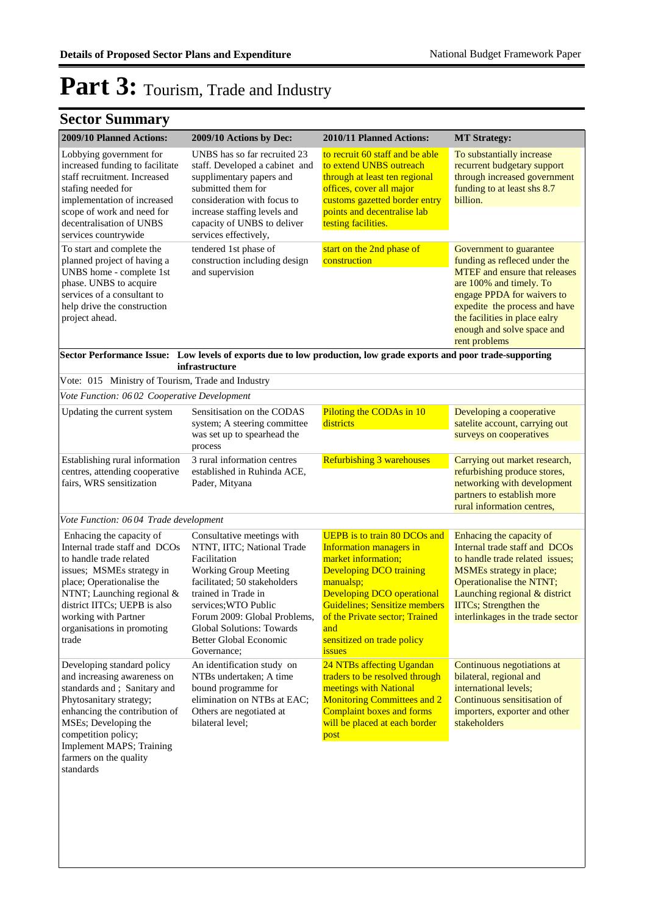# Part 3: Tourism, Trade and Industry

## Sector Summary

| 2009/10 Planned Actions: | 2009/10 Actions by Dec: | 2010/11 Planned Actions: | MT Strategy: |
|---|---|---|---|
| Lobbying government for increased funding to facilitate staff recruitment. Increased stafing needed for implementation of increased scope of work and need for decentralisation of UNBS services countrywide | UNBS has so far recruited 23 staff. Developed a cabinet and supplimentary papers and submitted them for consideration with focus to increase staffing levels and capacity of UNBS to deliver services effectively, | to recruit 60 staff and be able to extend UNBS outreach through at least ten regional offices, cover all major customs gazetted border entry points and decentralise lab testing facilities. | To substantially increase recurrent budgetary support through increased government funding to at least shs 8.7 billion. |
| To start and complete the planned project of having a UNBS home - complete 1st phase. UNBS to acquire services of a consultant to help drive the construction project ahead. | tendered 1st phase of construction including design and supervision | start on the 2nd phase of construction | Government to guarantee funding as refleced under the MTEF and ensure that releases are 100% and timely. To engage PPDA for waivers to expedite the process and have the facilities in place ealry enough and solve space and rent problems |
| **Sector Performance Issue:** | **Low levels of exports due to low production, low grade exports and poor trade-supporting infrastructure** | | |
| Vote: 015 Ministry of Tourism, Trade and Industry | | | |
| *Vote Function: 06 02 Cooperative Development* | | | |
| Updating the current system | Sensitisation on the CODAS system; A steering committee was set up to spearhead the process | Piloting the CODAs in 10 districts | Developing a cooperative satelite account, carrying out surveys on cooperatives |
| Establishing rural information centres, attending cooperative fairs, WRS sensitization | 3 rural information centres established in Ruhinda ACE, Pader, Mityana | Refurbishing 3 warehouses | Carrying out market research, refurbishing produce stores, networking with development partners to establish more rural information centres, |
| *Vote Function: 06 04 Trade development* | | | |
| Enhacing the capacity of Internal trade staff and DCOs to handle trade related issues; MSMEs strategy in place; Operationalise the NTNT; Launching regional & district IITCs; UEPB is also working with Partner organisations in promoting trade | Consultative meetings with NTNT, IITC; National Trade Facilitation Working Group Meeting facilitated; 50 stakeholders trained in Trade in services;WTO Public Forum 2009: Global Problems, Global Solutions: Towards Better Global Economic Governance; | UEPB is to train 80 DCOs and Information managers in market information; Developing DCO training manualsp; Developing DCO operational Guidelines; Sensitize members of the Private sector; Trained and sensitized on trade policy issues | Enhacing the capacity of Internal trade staff and DCOs to handle trade related issues; MSMEs strategy in place; Operationalise the NTNT; Launching regional & district IITCs; Strengthen the interlinkages in the trade sector |
| Developing standard policy and increasing awareness on standards and ; Sanitary and Phytosanitary strategy; enhancing the contribution of MSEs; Developing the competition policy; Implement MAPS; Training farmers on the quality standards | An identification study on NTBs undertaken; A time bound programme for elimination on NTBs at EAC; Others are negotiated at bilateral level; | 24 NTBs affecting Ugandan traders to be resolved through meetings with National Monitoring Committees and 2 Complaint boxes and forms will be placed at each border post | Continuous negotiations at bilateral, regional and international levels; Continuous sensitisation of importers, exporter and other stakeholders |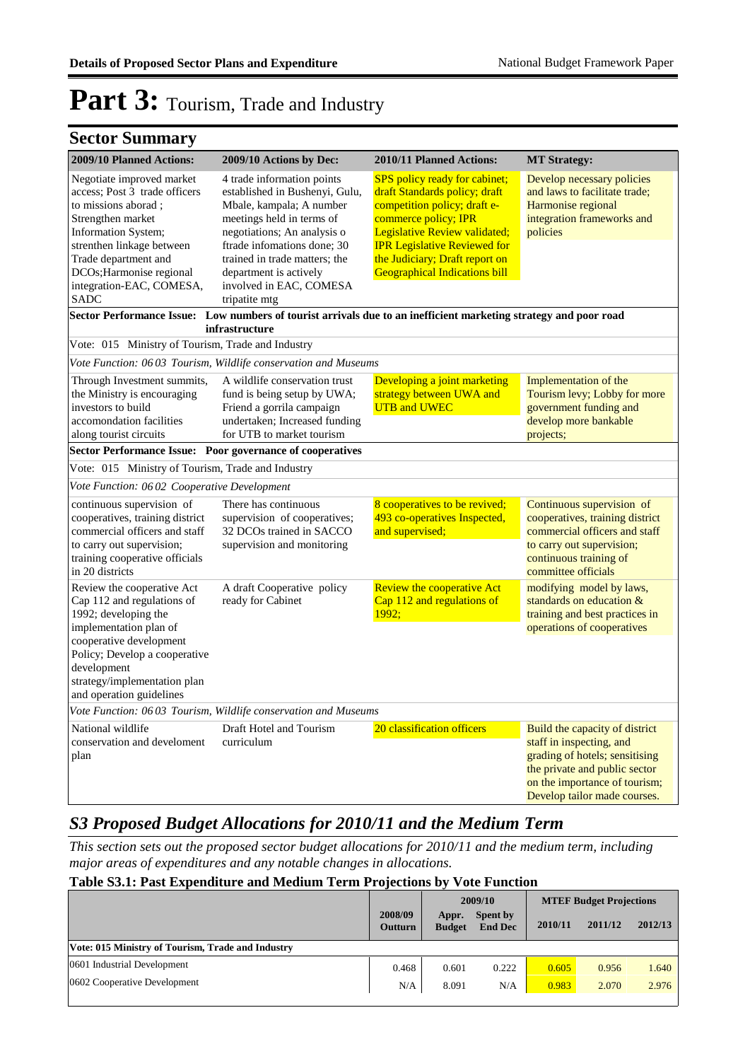# Part 3: Tourism, Trade and Industry

## Sector Summary

| 2009/10 Planned Actions: | 2009/10 Actions by Dec: | 2010/11 Planned Actions: | MT Strategy: |
|---|---|---|---|
| Negotiate improved market access; Post 3 trade officers to missions aborad ; Strengthen market Information System; strenthen linkage between Trade department and DCOs;Harmonise regional integration-EAC, COMESA, SADC | 4 trade information points established in Bushenyi, Gulu, Mbale, kampala; A number meetings held in terms of negotiations; An analysis o ftrade infomations done; 30 trained in trade matters; the department is actively involved in EAC, COMESA tripatite mtg | SPS policy ready for cabinet; draft Standards policy; draft competition policy; draft e-commerce policy; IPR Legislative Review validated; IPR Legislative Reviewed for the Judiciary; Draft report on Geographical Indications bill | Develop necessary policies and laws to facilitate trade; Harmonise regional integration frameworks and policies |
| **Sector Performance Issue:** Low numbers of tourist arrivals due to an inefficient marketing strategy and poor road infrastructure | | | |
| Vote: 015 Ministry of Tourism, Trade and Industry | | | |
| *Vote Function: 06 03 Tourism, Wildlife conservation and Museums* | | | |
| Through Investment summits, the Ministry is encouraging investors to build accomondation facilities along tourist circuits | A wildlife conservation trust fund is being setup by UWA; Friend a gorrila campaign undertaken; Increased funding for UTB to market tourism | Developing a joint marketing strategy between UWA and UTB and UWEC | Implementation of the Tourism levy; Lobby for more government funding and develop more bankable projects; |
| **Sector Performance Issue:** Poor governance of cooperatives | | | |
| Vote: 015 Ministry of Tourism, Trade and Industry | | | |
| *Vote Function: 06 02 Cooperative Development* | | | |
| continuous supervision of cooperatives, training district commercial officers and staff to carry out supervision; training cooperative officials in 20 districts | There has continuous supervision of cooperatives; 32 DCOs trained in SACCO supervision and monitoring | 8 cooperatives to be revived; 493 co-operatives Inspected, and supervised; | Continuous supervision of cooperatives, training district commercial officers and staff to carry out supervision; continuous training of committee officials |
| Review the cooperative Act Cap 112 and regulations of 1992; developing the implementation plan of cooperative development Policy; Develop a cooperative development strategy/implementation plan and operation guidelines | A draft Cooperative policy ready for Cabinet | Review the cooperative Act Cap 112 and regulations of 1992; | modifying model by laws, standards on education & training and best practices in operations of cooperatives |
| *Vote Function: 06 03 Tourism, Wildlife conservation and Museums* | | | |
| National wildlife conservation and develoment plan | Draft Hotel and Tourism curriculum | 20 classification officers | Build the capacity of district staff in inspecting, and grading of hotels; sensitising the private and public sector on the importance of tourism; Develop tailor made courses. |

## *S3 Proposed Budget Allocations for 2010/11 and the Medium Term*

*This section sets out the proposed sector budget allocations for 2010/11 and the medium term, including major areas of expenditures and any notable changes in allocations.*

### Table S3.1: Past Expenditure and Medium Term Projections by Vote Function

| | 2008/09 Outturn | 2009/10 Appr. Budget | 2009/10 Spent by End Dec | MTEF Budget Projections 2010/11 | 2011/12 | 2012/13 |
|---|---|---|---|---|---|---|
| **Vote: 015 Ministry of Tourism, Trade and Industry** | | | | | | |
| 0601 Industrial Development | 0.468 | 0.601 | 0.222 | 0.605 | 0.956 | 1.640 |
| 0602 Cooperative Development | N/A | 8.091 | N/A | 0.983 | 2.070 | 2.976 |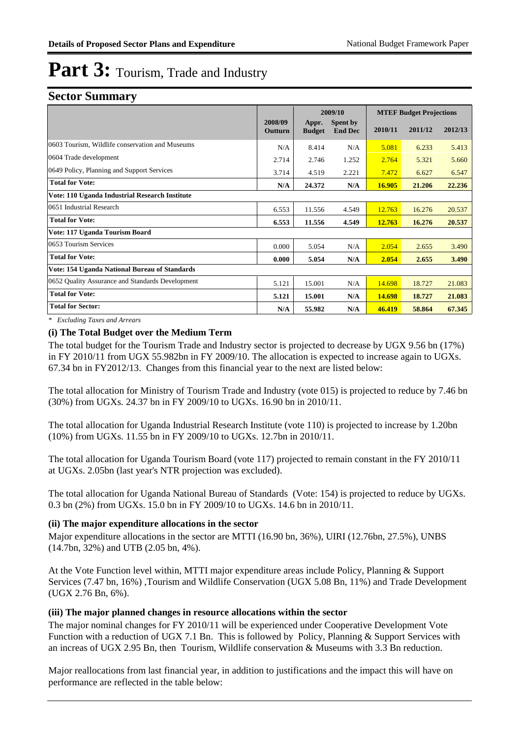# Part 3: Tourism, Trade and Industry

## Sector Summary

| | 2008/09 Outturn | 2009/10 | | MTEF Budget Projections | | |
|---|---|---|---|---|---|---|
| | | Appr. Budget | Spent by End Dec | 2010/11 | 2011/12 | 2012/13 |
| 0603 Tourism, Wildlife conservation and Museums | N/A | 8.414 | N/A | 5.081 | 6.233 | 5.413 |
| 0604 Trade development | 2.714 | 2.746 | 1.252 | 2.764 | 5.321 | 5.660 |
| 0649 Policy, Planning and Support Services | 3.714 | 4.519 | 2.221 | 7.472 | 6.627 | 6.547 |
| **Total for Vote:** | **N/A** | **24.372** | **N/A** | **16.905** | **21.206** | **22.236** |
| **Vote: 110 Uganda Industrial Research Institute** | | | | | | |
| 0651 Industrial Research | 6.553 | 11.556 | 4.549 | 12.763 | 16.276 | 20.537 |
| **Total for Vote:** | **6.553** | **11.556** | **4.549** | **12.763** | **16.276** | **20.537** |
| **Vote: 117 Uganda Tourism Board** | | | | | | |
| 0653 Tourism Services | 0.000 | 5.054 | N/A | 2.054 | 2.655 | 3.490 |
| **Total for Vote:** | **0.000** | **5.054** | **N/A** | **2.054** | **2.655** | **3.490** |
| **Vote: 154 Uganda National Bureau of Standards** | | | | | | |
| 0652 Quality Assurance and Standards Development | 5.121 | 15.001 | N/A | 14.698 | 18.727 | 21.083 |
| **Total for Vote:** | **5.121** | **15.001** | **N/A** | **14.698** | **18.727** | **21.083** |
| **Total for Sector:** | **N/A** | **55.982** | **N/A** | **46.419** | **58.864** | **67.345** |

*\* Excluding Taxes and Arrears*

### (i) The Total Budget over the Medium Term

The total budget for the Tourism Trade and Industry sector is projected to decrease by UGX 9.56 bn (17%) in FY 2010/11 from UGX 55.982bn in FY 2009/10. The allocation is expected to increase again to UGXs. 67.34 bn in FY2012/13. Changes from this financial year to the next are listed below:

The total allocation for Ministry of Tourism Trade and Industry (vote 015) is projected to reduce by 7.46 bn (30%) from UGXs. 24.37 bn in FY 2009/10 to UGXs. 16.90 bn in 2010/11.

The total allocation for Uganda Industrial Research Institute (vote 110) is projected to increase by 1.20bn (10%) from UGXs. 11.55 bn in FY 2009/10 to UGXs. 12.7bn in 2010/11.

The total allocation for Uganda Tourism Board (vote 117) projected to remain constant in the FY 2010/11 at UGXs. 2.05bn (last year's NTR projection was excluded).

The total allocation for Uganda National Bureau of Standards (Vote: 154) is projected to reduce by UGXs. 0.3 bn (2%) from UGXs. 15.0 bn in FY 2009/10 to UGXs. 14.6 bn in 2010/11.

### (ii) The major expenditure allocations in the sector

Major expenditure allocations in the sector are MTTI (16.90 bn, 36%), UIRI (12.76bn, 27.5%), UNBS (14.7bn, 32%) and UTB (2.05 bn, 4%).

At the Vote Function level within, MTTI major expenditure areas include Policy, Planning & Support Services (7.47 bn, 16%) ,Tourism and Wildlife Conservation (UGX 5.08 Bn, 11%) and Trade Development (UGX 2.76 Bn, 6%).

### (iii) The major planned changes in resource allocations within the sector

The major nominal changes for FY 2010/11 will be experienced under Cooperative Development Vote Function with a reduction of UGX 7.1 Bn. This is followed by Policy, Planning & Support Services with an increas of UGX 2.95 Bn, then Tourism, Wildlife conservation & Museums with 3.3 Bn reduction.

Major reallocations from last financial year, in addition to justifications and the impact this will have on performance are reflected in the table below: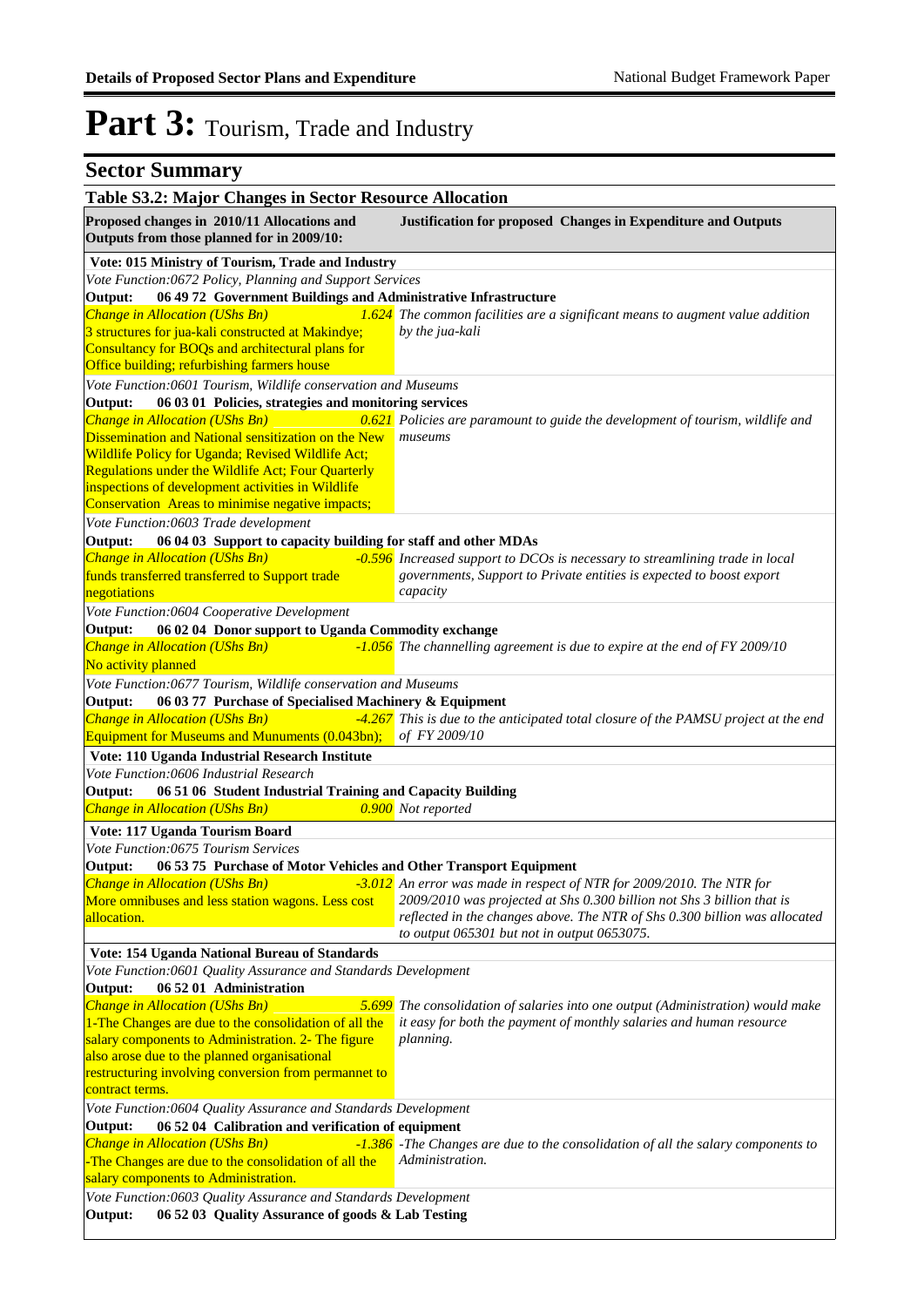# Part 3: Tourism, Trade and Industry

## Sector Summary

### Table S3.2: Major Changes in Sector Resource Allocation

| Proposed changes in 2010/11 Allocations and Outputs from those planned for in 2009/10: | | Justification for proposed Changes in Expenditure and Outputs |
|---|---|---|
| **Vote: 015 Ministry of Tourism, Trade and Industry** | | |
| *Vote Function:0672 Policy, Planning and Support Services* | | |
| **Output: 06 49 72 Government Buildings and Administrative Infrastructure** | | |
| *Change in Allocation (UShs Bn)* 3 structures for jua-kali constructed at Makindye; Consultancy for BOQs and architectural plans for Office building; refurbishing farmers house | *1.624* | *The common facilities are a significant means to augment value addition by the jua-kali* |
| *Vote Function:0601 Tourism, Wildlife conservation and Museums* | | |
| **Output: 06 03 01 Policies, strategies and monitoring services** | | |
| *Change in Allocation (UShs Bn)* Dissemination and National sensitization on the New Wildlife Policy for Uganda; Revised Wildlife Act; Regulations under the Wildlife Act; Four Quarterly inspections of development activities in Wildlife Conservation Areas to minimise negative impacts; | *0.621* | *Policies are paramount to guide the development of tourism, wildlife and museums* |
| *Vote Function:0603 Trade development* | | |
| **Output: 06 04 03 Support to capacity building for staff and other MDAs** | | |
| *Change in Allocation (UShs Bn)* funds transferred transferred to Support trade negotiations | *-0.596* | *Increased support to DCOs is necessary to streamlining trade in local governments, Support to Private entities is expected to boost export capacity* |
| *Vote Function:0604 Cooperative Development* | | |
| **Output: 06 02 04 Donor support to Uganda Commodity exchange** | | |
| *Change in Allocation (UShs Bn)* No activity planned | *-1.056* | *The channelling agreement is due to expire at the end of FY 2009/10* |
| *Vote Function:0677 Tourism, Wildlife conservation and Museums* | | |
| **Output: 06 03 77 Purchase of Specialised Machinery & Equipment** | | |
| *Change in Allocation (UShs Bn)* Equipment for Museums and Munuments (0.043bn); | *-4.267* | *This is due to the anticipated total closure of the PAMSU project at the end of FY 2009/10* |
| **Vote: 110 Uganda Industrial Research Institute** | | |
| *Vote Function:0606 Industrial Research* | | |
| **Output: 06 51 06 Student Industrial Training and Capacity Building** | | |
| *Change in Allocation (UShs Bn)* | *0.900* | *Not reported* |
| **Vote: 117 Uganda Tourism Board** | | |
| *Vote Function:0675 Tourism Services* | | |
| **Output: 06 53 75 Purchase of Motor Vehicles and Other Transport Equipment** | | |
| *Change in Allocation (UShs Bn)* More omnibuses and less station wagons. Less cost allocation. | *-3.012* | *An error was made in respect of NTR for 2009/2010. The NTR for 2009/2010 was projected at Shs 0.300 billion not Shs 3 billion that is reflected in the changes above. The NTR of Shs 0.300 billion was allocated to output 065301 but not in output 0653075.* |
| **Vote: 154 Uganda National Bureau of Standards** | | |
| *Vote Function:0601 Quality Assurance and Standards Development* | | |
| **Output: 06 52 01 Administration** | | |
| *Change in Allocation (UShs Bn)* 1-The Changes are due to the consolidation of all the salary components to Administration. 2- The figure also arose due to the planned organisational restructuring involving conversion from permannet to contract terms. | *5.699* | *The consolidation of salaries into one output (Administration) would make it easy for both the payment of monthly salaries and human resource planning.* |
| *Vote Function:0604 Quality Assurance and Standards Development* | | |
| **Output: 06 52 04 Calibration and verification of equipment** | | |
| *Change in Allocation (UShs Bn)* -The Changes are due to the consolidation of all the salary components to Administration. | *-1.386* | *-The Changes are due to the consolidation of all the salary components to Administration.* |
| *Vote Function:0603 Quality Assurance and Standards Development* | | |
| **Output: 06 52 03 Quality Assurance of goods & Lab Testing** | | |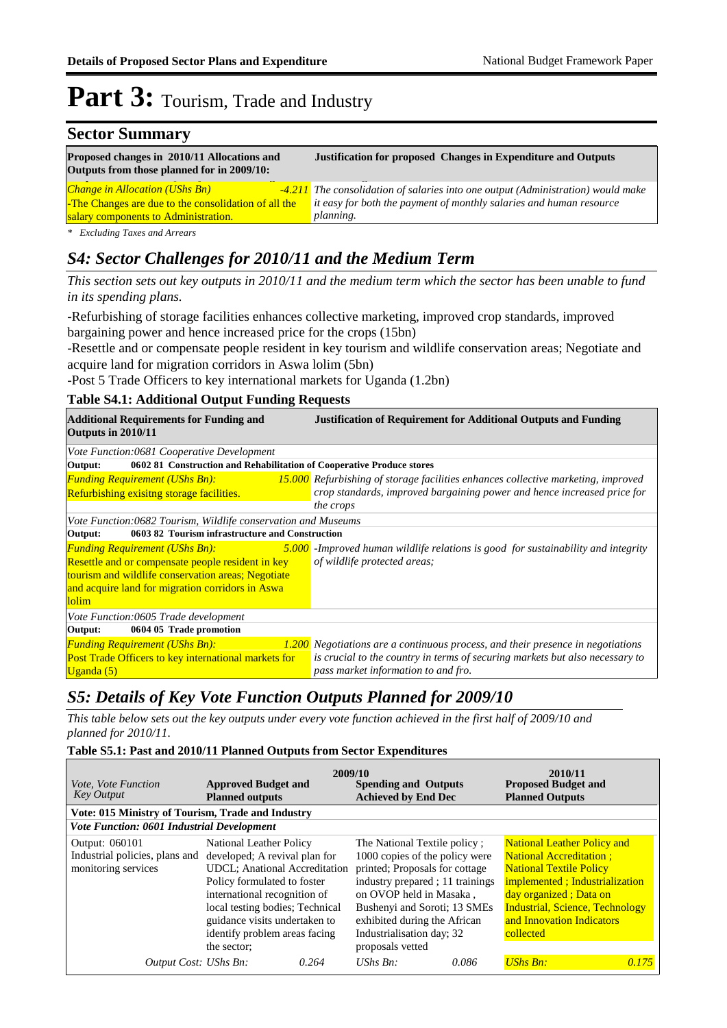# Part 3: Tourism, Trade and Industry

## Sector Summary

| Proposed changes in 2010/11 Allocations and Outputs from those planned for in 2009/10: | | Justification for proposed Changes in Expenditure and Outputs |
|---|---|---|
| *Change in Allocation (UShs Bn)* -The Changes are due to the consolidation of all the salary components to Administration. | *-4.211* | *The consolidation of salaries into one output (Administration) would make it easy for both the payment of monthly salaries and human resource planning.* |

*\* Excluding Taxes and Arrears*

## *S4: Sector Challenges for 2010/11 and the Medium Term*

*This section sets out key outputs in 2010/11 and the medium term which the sector has been unable to fund in its spending plans.*

-Refurbishing of storage facilities enhances collective marketing, improved crop standards, improved bargaining power and hence increased price for the crops (15bn)

-Resettle and or compensate people resident in key tourism and wildlife conservation areas; Negotiate and acquire land for migration corridors in Aswa lolim (5bn)

-Post 5 Trade Officers to key international markets for Uganda (1.2bn)

### Table S4.1: Additional Output Funding Requests

| Additional Requirements for Funding and Outputs in 2010/11 | | Justification of Requirement for Additional Outputs and Funding |
|---|---|---|
| *Vote Function:0681 Cooperative Development* | | |
| **Output: 0602 81 Construction and Rehabilitation of Cooperative Produce stores** | | |
| *Funding Requirement (UShs Bn):* Refurbishing exisitng storage facilities. | *15.000* | *Refurbishing of storage facilities enhances collective marketing, improved crop standards, improved bargaining power and hence increased price for the crops* |
| *Vote Function:0682 Tourism, Wildlife conservation and Museums* | | |
| **Output: 0603 82 Tourism infrastructure and Construction** | | |
| *Funding Requirement (UShs Bn):* Resettle and or compensate people resident in key tourism and wildlife conservation areas; Negotiate and acquire land for migration corridors in Aswa lolim | *5.000* | *-Improved human wildlife relations is good for sustainability and integrity of wildlife protected areas;* |
| *Vote Function:0605 Trade development* | | |
| **Output: 0604 05 Trade promotion** | | |
| *Funding Requirement (UShs Bn):* Post Trade Officers to key international markets for Uganda (5) | *1.200* | *Negotiations are a continuous process, and their presence in negotiations is crucial to the country in terms of securing markets but also necessary to pass market information to and fro.* |

## *S5: Details of Key Vote Function Outputs Planned for 2009/10*

*This table below sets out the key outputs under every vote function achieved in the first half of 2009/10 and planned for 2010/11.*

### Table S5.1: Past and 2010/11 Planned Outputs from Sector Expenditures

| *Vote, Vote Function Key Output* | 2009/10 Approved Budget and Planned outputs | 2009/10 Spending and Outputs Achieved by End Dec | 2010/11 Proposed Budget and Planned Outputs |
|---|---|---|---|
| **Vote: 015 Ministry of Tourism, Trade and Industry** | | | |
| ***Vote Function: 0601 Industrial Development*** | | | |
| Output: 060101 Industrial policies, plans and monitoring services | National Leather Policy developed; A revival plan for UDCL; Anational Accreditation Policy formulated to foster international recognition of local testing bodies; Technical guidance visits undertaken to identify problem areas facing the sector; | The National Textile policy ; 1000 copies of the policy were printed; Proposals for cottage industry prepared ; 11 trainings on OVOP held in Masaka , Bushenyi and Soroti; 13 SMEs exhibited during the African Industrialisation day; 32 proposals vetted | National Leather Policy and National Accreditation ; National Textile Policy implemented ; Industrialization day organized ; Data on Industrial, Science, Technology and Innovation Indicators collected |
| *Output Cost: UShs Bn:* | 0.264 | *UShs Bn:* 0.086 | *UShs Bn:* 0.175 |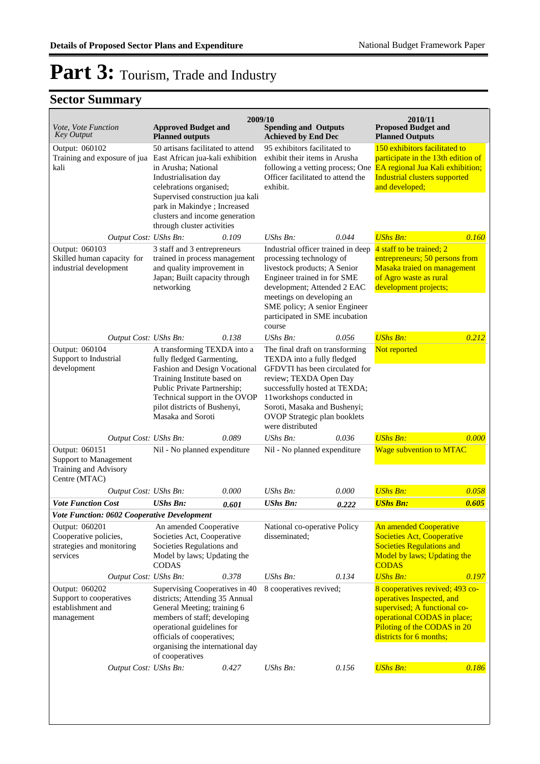# Part 3: Tourism, Trade and Industry

## Sector Summary

| Vote, Vote Function Key Output | 2009/10 Approved Budget and Planned outputs | | 2009/10 Spending and Outputs Achieved by End Dec | | 2010/11 Proposed Budget and Planned Outputs | |
|---|---|---|---|---|---|---|
| Output: 060102 Training and exposure of jua kali | 50 artisans facilitated to attend East African jua-kali exhibition in Arusha; National Industrialisation day celebrations organised; Supervised construction jua kali park in Makindye ; Increased clusters and income generation through cluster activities | | 95 exhibitors facilitated to exhibit their items in Arusha following a vetting process; One Officer facilitated to attend the exhibit. | | 150 exhibitors facilitated to participate in the 13th edition of EA regional Jua Kali exhibition; Industrial clusters supported and developed; | |
| *Output Cost:* | *UShs Bn:* | *0.109* | *UShs Bn:* | *0.044* | *UShs Bn:* | *0.160* |
| Output: 060103 Skilled human capacity for industrial development | 3 staff and 3 entrepreneurs trained in process management and quality improvement in Japan; Built capacity through networking | | Industrial officer trained in deep processing technology of livestock products; A Senior Engineer trained in for SME development; Attended 2 EAC meetings on developing an SME policy; A senior Engineer participated in SME incubation course | | 4 staff to be trained; 2 entrepreneurs; 50 persons from Masaka traied on management of Agro waste as rural development projects; | |
| *Output Cost:* | *UShs Bn:* | *0.138* | *UShs Bn:* | *0.056* | *UShs Bn:* | *0.212* |
| Output: 060104 Support to Industrial development | A transforming TEXDA into a fully fledged Garmenting, Fashion and Design Vocational Training Institute based on Public Private Partnership; Technical support in the OVOP pilot districts of Bushenyi, Masaka and Soroti | | The final draft on transforming TEXDA into a fully fledged GFDVTI has been circulated for review; TEXDA Open Day successfully hosted at TEXDA; 11workshops conducted in Soroti, Masaka and Bushenyi; OVOP Strategic plan booklets were distributed | | Not reported | |
| *Output Cost:* | *UShs Bn:* | *0.089* | *UShs Bn:* | *0.036* | *UShs Bn:* | *0.000* |
| Output: 060151 Support to Management Training and Advisory Centre (MTAC) | Nil - No planned expenditure | | Nil - No planned expenditure | | Wage subvention to MTAC | |
| *Output Cost:* | *UShs Bn:* | *0.000* | *UShs Bn:* | *0.000* | *UShs Bn:* | *0.058* |
| ***Vote Function Cost*** | ***UShs Bn:*** | ***0.601*** | ***UShs Bn:*** | ***0.222*** | ***UShs Bn:*** | ***0.605*** |
| ***Vote Function: 0602 Cooperative Development*** | | | | | | |
| Output: 060201 Cooperative policies, strategies and monitoring services | An amended Cooperative Societies Act, Cooperative Societies Regulations and Model by laws; Updating the CODAS | | National co-operative Policy disseminated; | | An amended Cooperative Societies Act, Cooperative Societies Regulations and Model by laws; Updating the CODAS | |
| *Output Cost:* | *UShs Bn:* | *0.378* | *UShs Bn:* | *0.134* | *UShs Bn:* | *0.197* |
| Output: 060202 Support to cooperatives establishment and management | Supervising Cooperatives in 40 districts; Attending 35 Annual General Meeting; training 6 members of staff; developing operational guidelines for officials of cooperatives; organising the international day of cooperatives | | 8 cooperatives revived; | | 8 cooperatives revived; 493 co-operatives Inspected, and supervised; A functional co-operational CODAS in place; Piloting of the CODAS in 20 districts for 6 months; | |
| *Output Cost:* | *UShs Bn:* | *0.427* | *UShs Bn:* | *0.156* | *UShs Bn:* | *0.186* |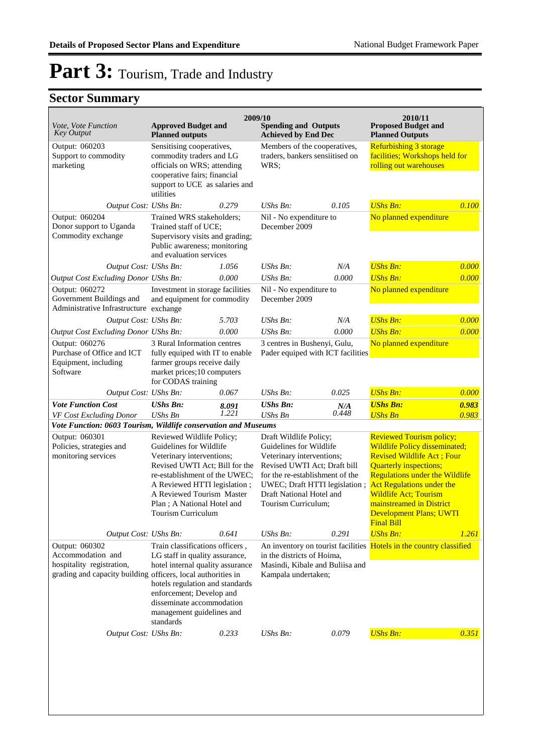# Part 3: Tourism, Trade and Industry

## Sector Summary

| Vote, Vote Function Key Output | 2009/10 Approved Budget and Planned outputs | | 2009/10 Spending and Outputs Achieved by End Dec | | 2010/11 Proposed Budget and Planned Outputs | |
|---|---|---|---|---|---|---|
| Output: 060203 Support to commodity marketing | Sensitising cooperatives, commodity traders and LG officials on WRS; attending cooperative fairs; financial support to UCE as salaries and utilities | | Members of the cooperatives, traders, bankers sensiitised on WRS; | | Refurbishing 3 storage facilities; Workshops held for rolling out warehouses | |
| *Output Cost:* | *UShs Bn:* | *0.279* | *UShs Bn:* | *0.105* | *UShs Bn:* | *0.100* |
| Output: 060204 Donor support to Uganda Commodity exchange | Trained WRS stakeholders; Trained staff of UCE; Supervisory visits and grading; Public awareness; monitoring and evaluation services | | Nil - No expenditure to December 2009 | | No planned expenditure | |
| *Output Cost:* | *UShs Bn:* | *1.056* | *UShs Bn:* | *N/A* | *UShs Bn:* | *0.000* |
| *Output Cost Excluding Donor* | *UShs Bn:* | *0.000* | *UShs Bn:* | *0.000* | *UShs Bn:* | *0.000* |
| Output: 060272 Government Buildings and Administrative Infrastructure | Investment in storage facilities and equipment for commodity exchange | | Nil - No expenditure to December 2009 | | No planned expenditure | |
| *Output Cost:* | *UShs Bn:* | *5.703* | *UShs Bn:* | *N/A* | *UShs Bn:* | *0.000* |
| *Output Cost Excluding Donor* | *UShs Bn:* | *0.000* | *UShs Bn:* | *0.000* | *UShs Bn:* | *0.000* |
| Output: 060276 Purchase of Office and ICT Equipment, including Software | 3 Rural Information centres fully equiped with IT to enable farmer groups receive daily market prices;10 computers for CODAS training | | 3 centres in Bushenyi, Gulu, Pader equiped with ICT facilities | | No planned expenditure | |
| *Output Cost:* | *UShs Bn:* | *0.067* | *UShs Bn:* | *0.025* | *UShs Bn:* | *0.000* |
| ***Vote Function Cost*** | ***UShs Bn:*** | ***8.091*** | ***UShs Bn:*** | ***N/A*** | ***UShs Bn:*** | ***0.983*** |
| *VF Cost Excluding Donor* | *UShs Bn* | *1.221* | *UShs Bn* | *0.448* | *UShs Bn* | *0.983* |
| ***Vote Function: 0603 Tourism, Wildlife conservation and Museums*** | | | | | | |
| Output: 060301 Policies, strategies and monitoring services | Reviewed Wildlife Policy; Guidelines for Wildlife Veterinary interventions; Revised UWTI Act; Bill for the re-establishment of the UWEC; A Reviewed HTTI legislation ; A Reviewed Tourism Master Plan ; A National Hotel and Tourism Curriculum | | Draft Wildlife Policy; Guidelines for Wildlife Veterinary interventions; Revised UWTI Act; Draft bill for the re-establishment of the UWEC; Draft HTTI legislation ; Draft National Hotel and Tourism Curriculum; | | Reviewed Tourism policy; Wildlife Policy disseminated; Revised Wildlife Act ; Four Quarterly inspections; Regulations under the Wildlife Act Regulations under the Wildlife Act; Tourism mainstreamed in District Development Plans; UWTI Final Bill | |
| *Output Cost:* | *UShs Bn:* | *0.641* | *UShs Bn:* | *0.291* | *UShs Bn:* | *1.261* |
| Output: 060302 Accommodation and hospitality registration, grading and capacity building | Train classifications officers , LG staff in quality assurance, hotel internal quality assurance officers, local authorities in hotels regulation and standards enforcement; Develop and disseminate accommodation management guidelines and standards | | An inventory on tourist facilities in the districts of Hoima, Masindi, Kibale and Buliisa and Kampala undertaken; | | Hotels in the country classified | |
| *Output Cost:* | *UShs Bn:* | *0.233* | *UShs Bn:* | *0.079* | *UShs Bn:* | *0.351* |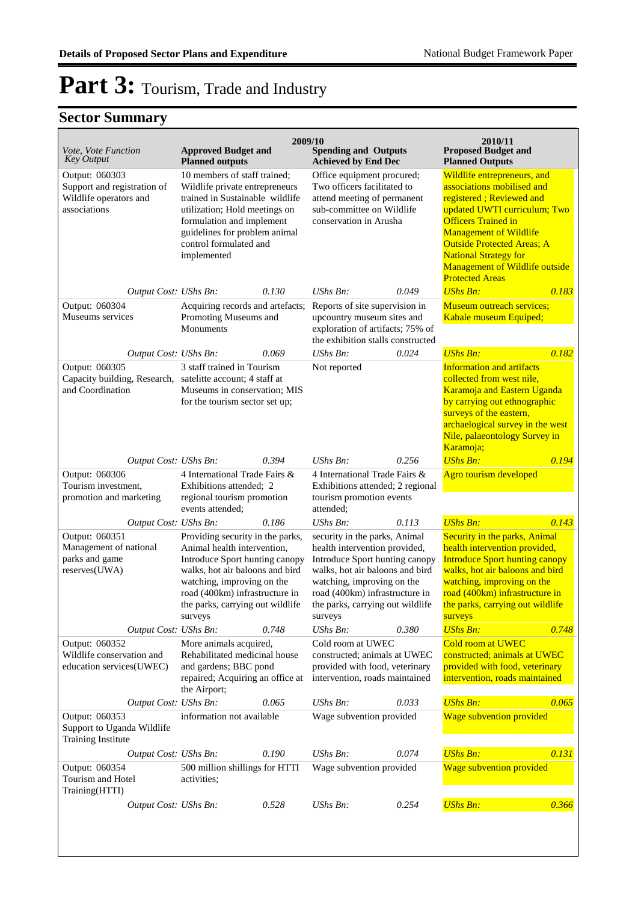# Part 3: Tourism, Trade and Industry

## Sector Summary

| *Vote, Vote Function Key Output* | 2009/10 Approved Budget and Planned outputs | | 2009/10 Spending and Outputs Achieved by End Dec | | 2010/11 Proposed Budget and Planned Outputs | |
|---|---|---|---|---|---|---|
| Output: 060303 Support and registration of Wildlife operators and associations | 10 members of staff trained; Wildlife private entrepreneurs trained in Sustainable wildlife utilization; Hold meetings on formulation and implement guidelines for problem animal control formulated and implemented | | Office equipment procured; Two officers facilitated to attend meeting of permanent sub-committee on Wildlife conservation in Arusha | | Wildlife entrepreneurs, and associations mobilised and registered ; Reviewed and updated UWTI curriculum; Two Officers Trained in Management of Wildlife Outside Protected Areas; A National Strategy for Management of Wildlife outside Protected Areas | |
| *Output Cost:* | *UShs Bn:* | *0.130* | *UShs Bn:* | *0.049* | *UShs Bn:* | *0.183* |
| Output: 060304 Museums services | Acquiring records and artefacts; Promoting Museums and Monuments | | Reports of site supervision in upcountry museum sites and exploration of artifacts; 75% of the exhibition stalls constructed | | Museum outreach services; Kabale museum Equiped; | |
| *Output Cost:* | *UShs Bn:* | *0.069* | *UShs Bn:* | *0.024* | *UShs Bn:* | *0.182* |
| Output: 060305 Capacity building, Research, and Coordination | 3 staff trained in Tourism satelite account; 4 staff at Museums in conservation; MIS for the tourism sector set up; | | Not reported | | Information and artifacts collected from west nile, Karamoja and Eastern Uganda by carrying out ethnographic surveys of the eastern, archaelogical survey in the west Nile, palaeontology Survey in Karamoja; | |
| *Output Cost:* | *UShs Bn:* | *0.394* | *UShs Bn:* | *0.256* | *UShs Bn:* | *0.194* |
| Output: 060306 Tourism investment, promotion and marketing | 4 International Trade Fairs & Exhibitions attended; 2 regional tourism promotion events attended; | | 4 International Trade Fairs & Exhibitions attended; 2 regional tourism promotion events attended; | | Agro tourism developed | |
| *Output Cost:* | *UShs Bn:* | *0.186* | *UShs Bn:* | *0.113* | *UShs Bn:* | *0.143* |
| Output: 060351 Management of national parks and game reserves(UWA) | Providing security in the parks, Animal health intervention, Introduce Sport hunting canopy walks, hot air baloons and bird watching, improving on the road (400km) infrastructure in the parks, carrying out wildlife surveys | | security in the parks, Animal health intervention provided, Introduce Sport hunting canopy walks, hot air baloons and bird watching, improving on the road (400km) infrastructure in the parks, carrying out wildlife surveys | | Security in the parks, Animal health intervention provided, Introduce Sport hunting canopy walks, hot air baloons and bird watching, improving on the road (400km) infrastructure in the parks, carrying out wildlife surveys | |
| *Output Cost:* | *UShs Bn:* | *0.748* | *UShs Bn:* | *0.380* | *UShs Bn:* | *0.748* |
| Output: 060352 Wildlife conservation and education services(UWEC) | More animals acquired, Rehabilitated medicinal house and gardens; BBC pond repaired; Acquiring an office at the Airport; | | Cold room at UWEC constructed; animals at UWEC provided with food, veterinary intervention, roads maintained | | Cold room at UWEC constructed; animals at UWEC provided with food, veterinary intervention, roads maintained | |
| *Output Cost:* | *UShs Bn:* | *0.065* | *UShs Bn:* | *0.033* | *UShs Bn:* | *0.065* |
| Output: 060353 Support to Uganda Wildlife Training Institute | information not available | | Wage subvention provided | | Wage subvention provided | |
| *Output Cost:* | *UShs Bn:* | *0.190* | *UShs Bn:* | *0.074* | *UShs Bn:* | *0.131* |
| Output: 060354 Tourism and Hotel Training(HTTI) | 500 million shillings for HTTI activities; | | Wage subvention provided | | Wage subvention provided | |
| *Output Cost:* | *UShs Bn:* | *0.528* | *UShs Bn:* | *0.254* | *UShs Bn:* | *0.366* |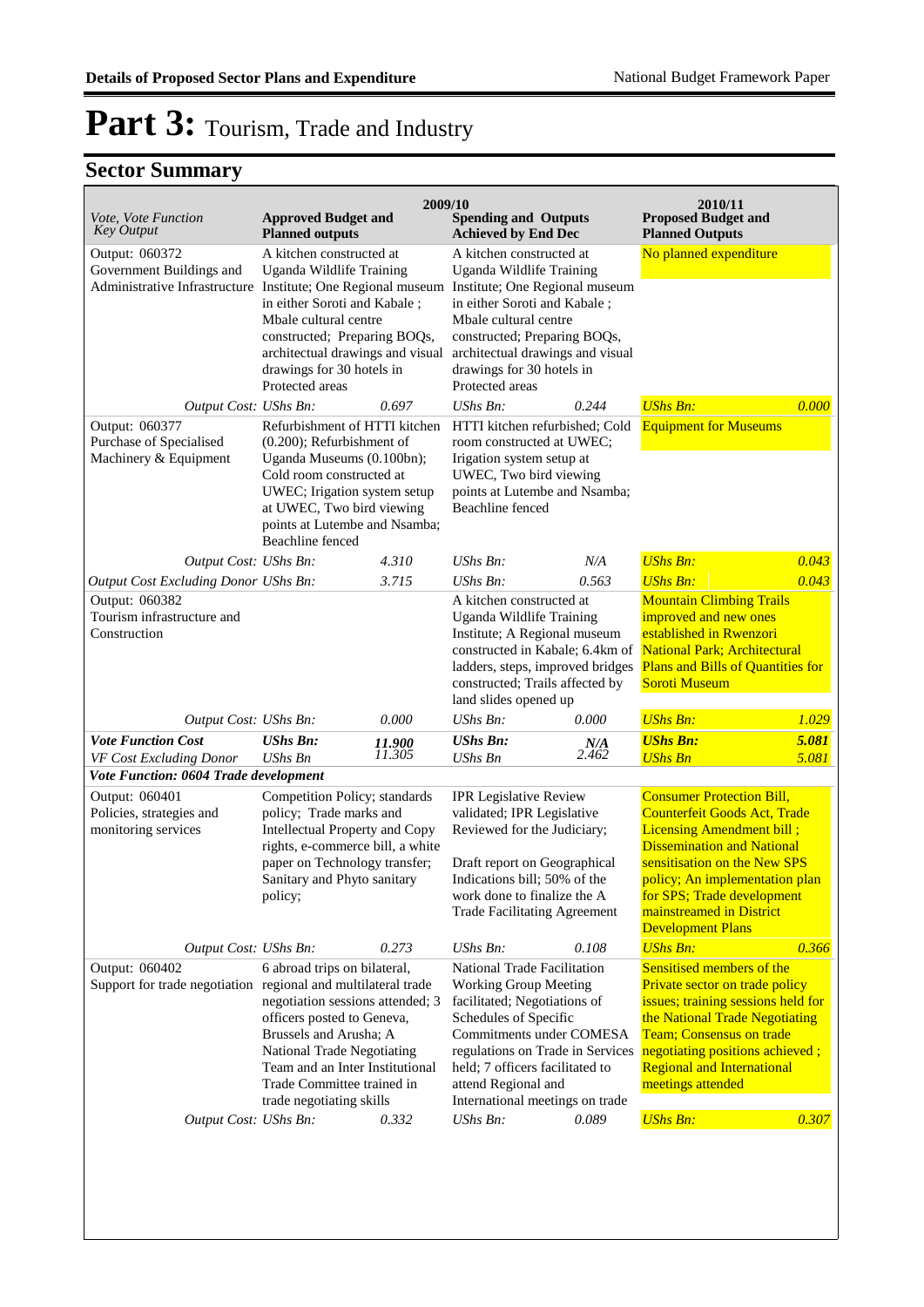# Part 3: Tourism, Trade and Industry

## Sector Summary

| Vote, Vote Function<br>Key Output | 2009/10<br>Approved Budget and Planned outputs | | 2009/10<br>Spending and Outputs Achieved by End Dec | | 2010/11<br>Proposed Budget and Planned Outputs | |
|---|---|---|---|---|---|---|
| Output: 060372<br>Government Buildings and Administrative Infrastructure | A kitchen constructed at Uganda Wildlife Training Institute; One Regional museum in either Soroti and Kabale ; Mbale cultural centre constructed; Preparing BOQs, architectual drawings and visual drawings for 30 hotels in Protected areas | | A kitchen constructed at Uganda Wildlife Training Institute; One Regional museum in either Soroti and Kabale ; Mbale cultural centre constructed; Preparing BOQs, architectual drawings and visual drawings for 30 hotels in Protected areas | | No planned expenditure | |
| *Output Cost:* | *UShs Bn:* | *0.697* | *UShs Bn:* | *0.244* | *UShs Bn:* | *0.000* |
| Output: 060377<br>Purchase of Specialised Machinery & Equipment | Refurbishment of HTTI kitchen (0.200); Refurbishment of Uganda Museums (0.100bn); Cold room constructed at UWEC; Irrigation system setup at UWEC, Two bird viewing points at Lutembe and Nsamba; Beachline fenced | | HTTI kitchen refurbished; Cold room constructed at UWEC; Irigation system setup at UWEC, Two bird viewing points at Lutembe and Nsamba; Beachline fenced | | Equipment for Museums | |
| *Output Cost:* | *UShs Bn:* | *4.310* | *UShs Bn:* | *N/A* | *UShs Bn:* | *0.043* |
| *Output Cost Excluding Donor* | *UShs Bn:* | *3.715* | *UShs Bn:* | *0.563* | *UShs Bn:* | *0.043* |
| Output: 060382<br>Tourism infrastructure and Construction | | | A kitchen constructed at Uganda Wildlife Training Institute; A Regional museum constructed in Kabale; 6.4km of ladders, steps, improved bridges constructed; Trails affected by land slides opened up | | Mountain Climbing Trails improved and new ones established in Rwenzori National Park; Architectural Plans and Bills of Quantities for Soroti Museum | |
| *Output Cost:* | *UShs Bn:* | *0.000* | *UShs Bn:* | *0.000* | *UShs Bn:* | *1.029* |
| ***Vote Function Cost*** | ***UShs Bn:*** | ***11.900*** | ***UShs Bn:*** | ***N/A*** | ***UShs Bn:*** | ***5.081*** |
| *VF Cost Excluding Donor* | *UShs Bn* | *11.305* | *UShs Bn* | *2.462* | *UShs Bn* | *5.081* |
| ***Vote Function: 0604 Trade development*** | | | | | | |
| Output: 060401<br>Policies, strategies and monitoring services | Competition Policy; standards policy; Trade marks and Intellectual Property and Copy rights, e-commerce bill, a white paper on Technology transfer; Sanitary and Phyto sanitary policy; | | IPR Legislative Review validated; IPR Legislative Reviewed for the Judiciary;<br><br>Draft report on Geographical Indications bill; 50% of the work done to finalize the A Trade Facilitating Agreement | | Consumer Protection Bill, Counterfeit Goods Act, Trade Licensing Amendment bill ; Dissemination and National sensitisation on the New SPS policy; An implementation plan for SPS; Trade development mainstreamed in District Development Plans | |
| *Output Cost:* | *UShs Bn:* | *0.273* | *UShs Bn:* | *0.108* | *UShs Bn:* | *0.366* |
| Output: 060402<br>Support for trade negotiation | 6 abroad trips on bilateral, regional and multilateral trade negotiation sessions attended; 3 officers posted to Geneva, Brussels and Arusha; A National Trade Negotiating Team and an Inter Institutional Trade Committee trained in trade negotiating skills | | National Trade Facilitation Working Group Meeting facilitated; Negotiations of Schedules of Specific Commitments under COMESA regulations on Trade in Services held; 7 officers facilitated to attend Regional and International meetings on trade | | Sensitised members of the Private sector on trade policy issues; training sessions held for the National Trade Negotiating Team; Consensus on trade negotiating positions achieved ; Regional and International meetings attended | |
| *Output Cost:* | *UShs Bn:* | *0.332* | *UShs Bn:* | *0.089* | *UShs Bn:* | *0.307* |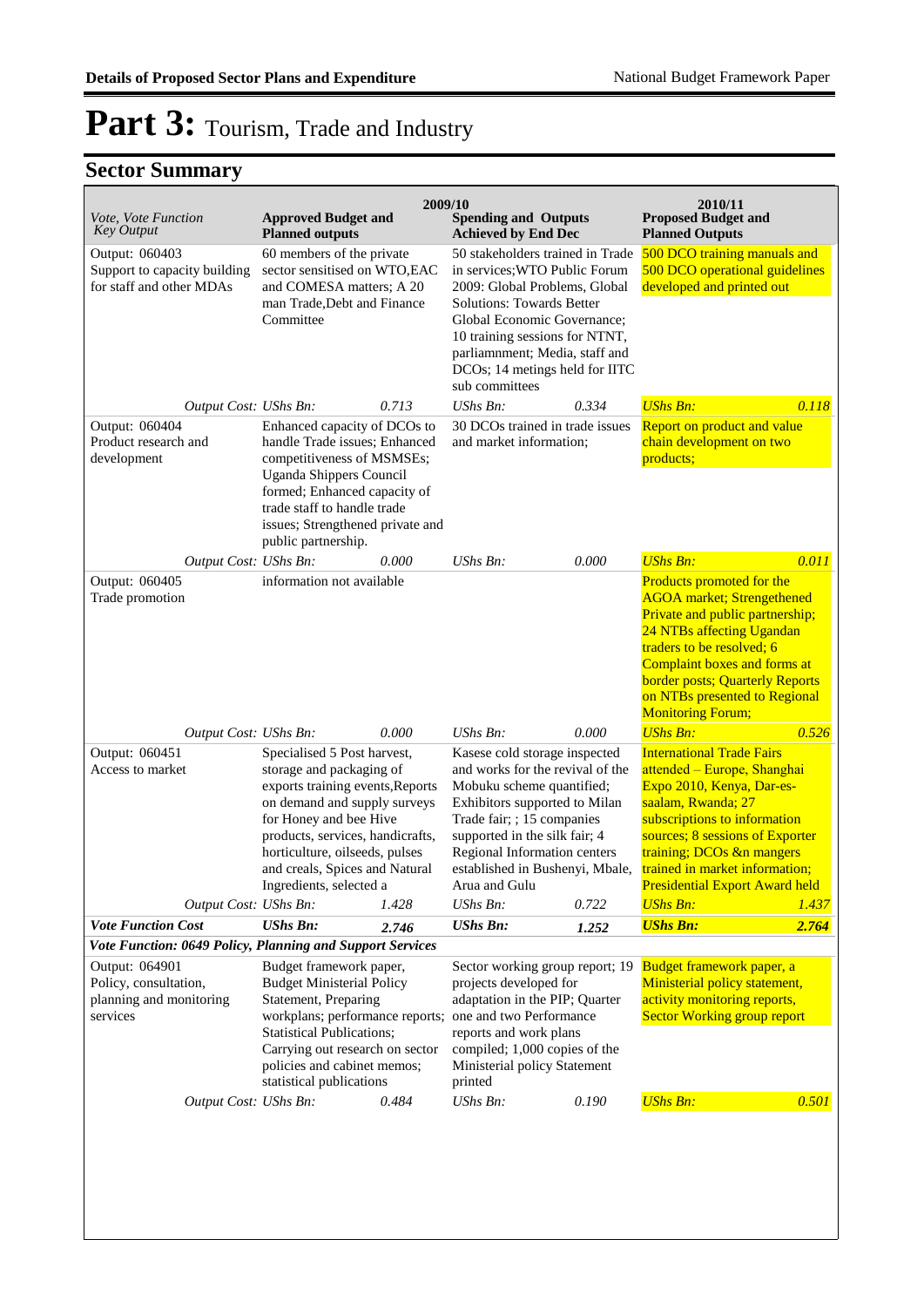# Part 3: Tourism, Trade and Industry

## Sector Summary

| *Vote, Vote Function Key Output* | 2009/10 Approved Budget and Planned outputs | | 2009/10 Spending and Outputs Achieved by End Dec | | 2010/11 Proposed Budget and Planned Outputs | |
|---|---|---|---|---|---|---|
| Output: 060403 Support to capacity building for staff and other MDAs | 60 members of the private sector sensitised on WTO,EAC and COMESA matters; A 20 man Trade,Debt and Finance Committee | | 50 stakeholders trained in Trade in services;WTO Public Forum 2009: Global Problems, Global Solutions: Towards Better Global Economic Governance; 10 training sessions for NTNT, parliamnment; Media, staff and DCOs; 14 metings held for IITC sub committees | | 500 DCO training manuals and 500 DCO operational guidelines developed and printed out | |
| *Output Cost:* | *UShs Bn:* | *0.713* | *UShs Bn:* | *0.334* | *UShs Bn:* | *0.118* |
| Output: 060404 Product research and development | Enhanced capacity of DCOs to handle Trade issues; Enhanced competitiveness of MSMSEs; Uganda Shippers Council formed; Enhanced capacity of trade staff to handle trade issues; Strengthened private and public partnership. | | 30 DCOs trained in trade issues and market information; | | Report on product and value chain development on two products; | |
| *Output Cost:* | *UShs Bn:* | *0.000* | *UShs Bn:* | *0.000* | *UShs Bn:* | *0.011* |
| Output: 060405 Trade promotion | information not available | | | | Products promoted for the AGOA market; Strengethened Private and public partnership; 24 NTBs affecting Ugandan traders to be resolved; 6 Complaint boxes and forms at border posts; Quarterly Reports on NTBs presented to Regional Monitoring Forum; | |
| *Output Cost:* | *UShs Bn:* | *0.000* | *UShs Bn:* | *0.000* | *UShs Bn:* | *0.526* |
| Output: 060451 Access to market | Specialised 5 Post harvest, storage and packaging of exports training events,Reports on demand and supply surveys for Honey and bee Hive products, services, handicrafts, horticulture, oilseeds, pulses and creals, Spices and Natural Ingredients, selected a | | Kasese cold storage inspected and works for the revival of the Mobuku scheme quantified; Exhibitors supported to Milan Trade fair; ; 15 companies supported in the silk fair; 4 Regional Information centers established in Bushenyi, Mbale, Arua and Gulu | | International Trade Fairs attended – Europe, Shanghai Expo 2010, Kenya, Dar-es-saalam, Rwanda; 27 subscriptions to information sources; 8 sessions of Exporter training; DCOs &n mangers trained in market information; Presidential Export Award held | |
| *Output Cost:* | *UShs Bn:* | *1.428* | *UShs Bn:* | *0.722* | *UShs Bn:* | *1.437* |
| ***Vote Function Cost*** | ***UShs Bn:*** | ***2.746*** | ***UShs Bn:*** | ***1.252*** | ***UShs Bn:*** | ***2.764*** |
| ***Vote Function: 0649 Policy, Planning and Support Services*** | | | | | | |
| Output: 064901 Policy, consultation, planning and monitoring services | Budget framework paper, Budget Ministerial Policy Statement, Preparing workplans; performance reports; Statistical Publications; Carrying out research on sector policies and cabinet memos; statistical publications | | Sector working group report; 19 projects developed for adaptation in the PIP; Quarter one and two Performance reports and work plans compiled; 1,000 copies of the Ministerial policy Statement printed | | Budget framework paper, a Ministerial policy statement, activity monitoring reports, Sector Working group report | |
| *Output Cost:* | *UShs Bn:* | *0.484* | *UShs Bn:* | *0.190* | *UShs Bn:* | *0.501* |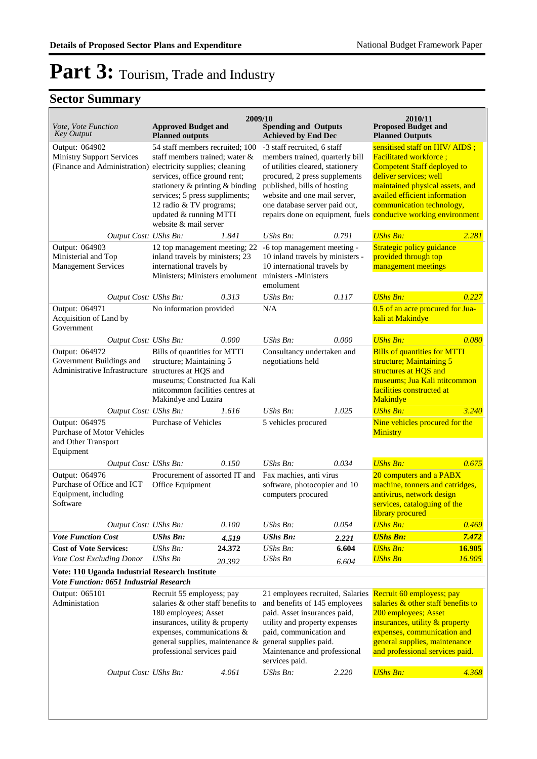# Part 3: Tourism, Trade and Industry

## Sector Summary

| *Vote, Vote Function Key Output* | 2009/10 Approved Budget and Planned outputs | | 2009/10 Spending and Outputs Achieved by End Dec | | 2010/11 Proposed Budget and Planned Outputs | |
|---|---|---|---|---|---|---|
| Output: 064902 Ministry Support Services (Finance and Administration) | 54 staff members recruited; 100 staff members trained; water & electricity supplies; cleaning services, office ground rent; stationery & printing & binding services; 5 press suppliments; 12 radio & TV programs; updated & running MTTI website & mail server | | -3 staff recruited, 6 staff members trained, quarterly bill of utilities cleared, stationery procured, 2 press supplements published, bills of hosting website and one mail server, one database server paid out, repairs done on equipment, fuels | | sensitised staff on HIV/ AIDS ; Facilitated workforce ; Competent Staff deployed to deliver services; well maintained physical assets, and availed efficient information communication technology, conducive working environment | |
| *Output Cost:* | *UShs Bn:* | *1.841* | *UShs Bn:* | *0.791* | *UShs Bn:* | *2.281* |
| Output: 064903 Ministerial and Top Management Services | 12 top management meeting; 22 inland travels by ministers; 23 international travels by Ministers; Ministers emolument | | -6 top management meeting -10 inland travels by ministers -10 international travels by ministers -Ministers emolument | | Strategic policy guidance provided through top management meetings | |
| *Output Cost:* | *UShs Bn:* | *0.313* | *UShs Bn:* | *0.117* | *UShs Bn:* | *0.227* |
| Output: 064971 Acquisition of Land by Government | No information provided | | N/A | | 0.5 of an acre procured for Jua-kali at Makindye | |
| *Output Cost:* | *UShs Bn:* | *0.000* | *UShs Bn:* | *0.000* | *UShs Bn:* | *0.080* |
| Output: 064972 Government Buildings and Administrative Infrastructure | Bills of quantities for MTTI structure; Maintaining 5 structures at HQS and museums; Constructed Jua Kali ntitcommon facilities centres at Makindye and Luzira | | Consultancy undertaken and negotiations held | | Bills of quantities for MTTI structure; Maintaining 5 structures at HQS and museums; Jua Kali ntitcommon facilities constructed at Makindye | |
| *Output Cost:* | *UShs Bn:* | *1.616* | *UShs Bn:* | *1.025* | *UShs Bn:* | *3.240* |
| Output: 064975 Purchase of Motor Vehicles and Other Transport Equipment | Purchase of Vehicles | | 5 vehicles procured | | Nine vehicles procured for the Ministry | |
| *Output Cost:* | *UShs Bn:* | *0.150* | *UShs Bn:* | *0.034* | *UShs Bn:* | *0.675* |
| Output: 064976 Purchase of Office and ICT Equipment, including Software | Procurement of assorted IT and Office Equipment | | Fax machies, anti virus software, photocopier and 10 computers procured | | 20 computers and a PABX machine, tonners and catridges, antivirus, network design services, cataloguing of the library procured | |
| *Output Cost:* | *UShs Bn:* | *0.100* | *UShs Bn:* | *0.054* | *UShs Bn:* | *0.469* |
| ***Vote Function Cost*** | ***UShs Bn:*** | ***4.519*** | ***UShs Bn:*** | ***2.221*** | ***UShs Bn:*** | ***7.472*** |
| **Cost of Vote Services:** | *UShs Bn:* | **24.372** | *UShs Bn:* | **6.604** | *UShs Bn:* | **16.905** |
| *Vote Cost Excluding Donor* | *UShs Bn* | *20.392* | *UShs Bn* | *6.604* | *UShs Bn* | *16.905* |
| **Vote: 110 Uganda Industrial Research Institute** | | | | | | |
| ***Vote Function: 0651 Industrial Research*** | | | | | | |
| Output: 065101 Administation | Recruit 55 employess; pay salaries & other staff benefits to 180 employees; Asset insurances, utility & property expenses, communications & general supplies, maintenance & professional services paid | | 21 employees recruited, Salaries and benefits of 145 employees paid. Asset insurances paid, utility and property expenses paid, communication and general supplies paid. Maintenance and professional services paid. | | Recruit 60 employess; pay salaries & other staff benefits to 200 employees; Asset insurances, utility & property expenses, communication and general supplies, maintenance and professional services paid. | |
| *Output Cost:* | *UShs Bn:* | *4.061* | *UShs Bn:* | *2.220* | *UShs Bn:* | *4.368* |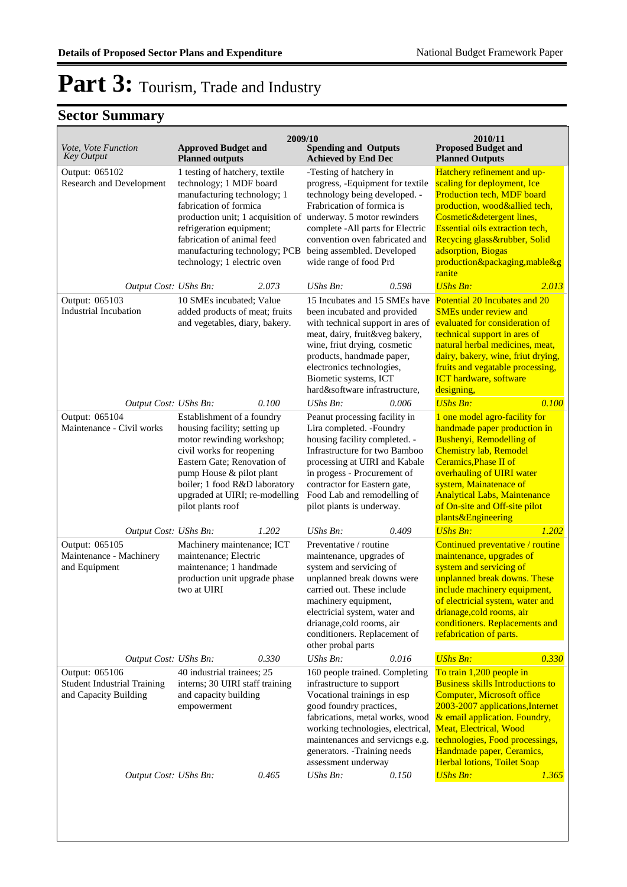# Part 3: Tourism, Trade and Industry

## Sector Summary

| *Vote, Vote Function Key Output* | 2009/10 Approved Budget and Planned outputs | | 2009/10 Spending and Outputs Achieved by End Dec | | 2010/11 Proposed Budget and Planned Outputs | |
|---|---|---|---|---|---|---|
| Output: 065102 Research and Development | 1 testing of hatchery, textile technology; 1 MDF board manufacturing technology; 1 fabrication of formica production unit; 1 acquisition of refrigeration equipment; fabrication of animal feed manufacturing technology; PCB technology; 1 electric oven | | -Testing of hatchery in progress, -Equipment for textile technology being developed. -Frabrication of formica is underway. 5 motor rewinders complete -All parts for Electric convention oven fabricated and being assembled. Developed wide range of food Prd | | Hatchery refinement and up-scaling for deployment, Ice Production tech, MDF board production, wood&allied tech, Cosmetic&detergent lines, Essential oils extraction tech, Recycing glass&rubber, Solid adsorption, Biogas production&packaging,mable&granite | |
| *Output Cost: UShs Bn:* | | *2.073* | *UShs Bn:* | *0.598* | *UShs Bn:* | *2.013* |
| Output: 065103 Industrial Incubation | 10 SMEs incubated; Value added products of meat; fruits and vegetables, diary, bakery. | | 15 Incubates and 15 SMEs have been incubated and provided with technical support in ares of meat, dairy, fruit&veg bakery, wine, friut drying, cosmetic products, handmade paper, electronics technologies, Biometic systems, ICT hard&software infrastructure, | | Potential 20 Incubates and 20 SMEs under review and evaluated for consideration of technical support in ares of natural herbal medicines, meat, dairy, bakery, wine, friut drying, fruits and vegatable processing, ICT hardware, software designing, | |
| *Output Cost: UShs Bn:* | | *0.100* | *UShs Bn:* | *0.006* | *UShs Bn:* | *0.100* |
| Output: 065104 Maintenance - Civil works | Establishment of a foundry housing facility; setting up motor rewinding workshop; civil works for reopening Eastern Gate; Renovation of pump House & pilot plant boiler; 1 food R&D laboratory upgraded at UIRI; re-modelling pilot plants roof | | Peanut processing facility in Lira completed. -Foundry housing facility completed. -Infrastructure for two Bamboo processing at UIRI and Kabale in progress - Procurement of contractor for Eastern gate, Food Lab and remodelling of pilot plants is underway. | | 1 one model agro-facility for handmade paper production in Bushenyi, Remodelling of Chemistry lab, Remodel Ceramics,Phase II of overhauling of UIRI water system, Mainatenace of Analytical Labs, Maintenance of On-site and Off-site pilot plants&Engineering | |
| *Output Cost: UShs Bn:* | | *1.202* | *UShs Bn:* | *0.409* | *UShs Bn:* | *1.202* |
| Output: 065105 Maintenance - Machinery and Equipment | Machinery maintenance; ICT maintenance; Electric maintenance; 1 handmade production unit upgrade phase two at UIRI | | Preventative / routine maintenance, upgrades of system and servicing of unplanned break downs were carried out. These include machinery equipment, electricial system, water and drianage,cold rooms, air conditioners. Replacement of other probal parts | | Continued preventative / routine maintenance, upgrades of system and servicing of unplanned break downs. These include machinery equipment, of electricial system, water and drianage,cold rooms, air conditioners. Replacements and refabrication of parts. | |
| *Output Cost: UShs Bn:* | | *0.330* | *UShs Bn:* | *0.016* | *UShs Bn:* | *0.330* |
| Output: 065106 Student Industrial Training and Capacity Building | 40 industrial trainees; 25 interns; 30 UIRI staff training and capacity building empowerment | | 160 people trained. Completing infrastructure to support Vocational trainings in esp good foundry practices, fabrications, metal works, wood working technologies, electrical, maintenances and servicngs e.g. generators. -Training needs assessment underway | | To train 1,200 people in Business skills Introductions to Computer, Microsoft office 2003-2007 applications,Internet & email application. Foundry, Meat, Electrical, Wood technologies, Food processings, Handmade paper, Ceramics, Herbal lotions, Toilet Soap | |
| *Output Cost: UShs Bn:* | | *0.465* | *UShs Bn:* | *0.150* | *UShs Bn:* | *1.365* |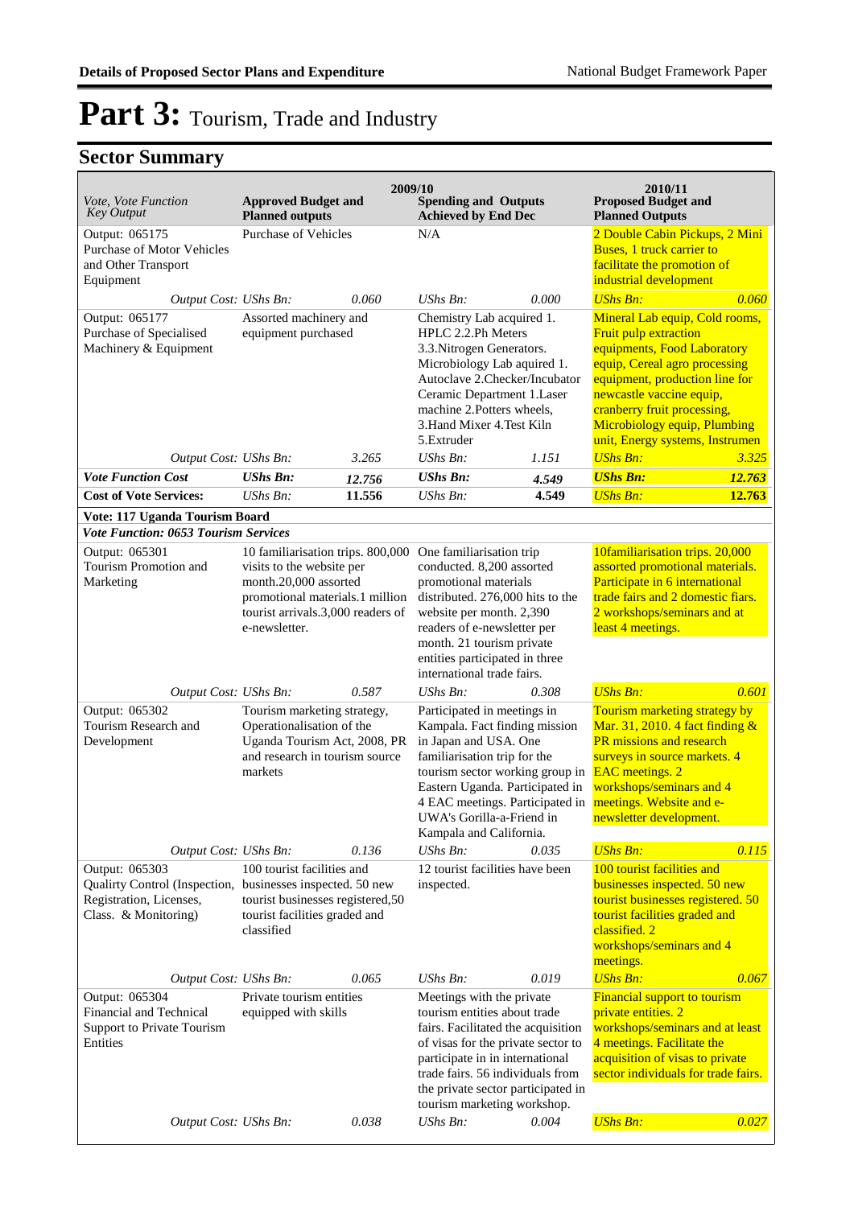# Part 3: Tourism, Trade and Industry

## Sector Summary

| *Vote, Vote Function Key Output* | **2009/10 Approved Budget and Planned outputs** | | **2009/10 Spending and Outputs Achieved by End Dec** | | **2010/11 Proposed Budget and Planned Outputs** | |
|---|---|---|---|---|---|---|
| Output: 065175 Purchase of Motor Vehicles and Other Transport Equipment | Purchase of Vehicles | | N/A | | 2 Double Cabin Pickups, 2 Mini Buses, 1 truck carrier to facilitate the promotion of industrial development | |
| *Output Cost: UShs Bn:* | | *0.060* | *UShs Bn:* | *0.000* | *UShs Bn:* | *0.060* |
| Output: 065177 Purchase of Specialised Machinery & Equipment | Assorted machinery and equipment purchased | | Chemistry Lab acquired 1. HPLC 2.2.Ph Meters 3.3.Nitrogen Generators. Microbiology Lab aquired 1. Autoclave 2.Checker/Incubator Ceramic Department 1.Laser machine 2.Potters wheels, 3.Hand Mixer 4.Test Kiln 5.Extruder | | Mineral Lab equip, Cold rooms, Fruit pulp extraction equipments, Food Laboratory equip, Cereal agro processing equipment, production line for newcastle vaccine equip, cranberry fruit processing, Microbiology equip, Plumbing unit, Energy systems, Instrumen | |
| *Output Cost: UShs Bn:* | | *3.265* | *UShs Bn:* | *1.151* | *UShs Bn:* | *3.325* |
| ***Vote Function Cost*** | ***UShs Bn:*** | ***12.756*** | ***UShs Bn:*** | ***4.549*** | ***UShs Bn:*** | ***12.763*** |
| **Cost of Vote Services:** | *UShs Bn:* | **11.556** | *UShs Bn:* | **4.549** | *UShs Bn:* | **12.763** |
| **Vote: 117 Uganda Tourism Board** | | | | | | |
| ***Vote Function: 0653 Tourism Services*** | | | | | | |
| Output: 065301 Tourism Promotion and Marketing | 10 familiarisation trips. 800,000 visits to the website per month.20,000 assorted promotional materials.1 million tourist arrivals.3,000 readers of e-newsletter. | | One familiarisation trip conducted. 8,200 assorted promotional materials distributed. 276,000 hits to the website per month. 2,390 readers of e-newsletter per month. 21 tourism private entities participated in three international trade fairs. | | 10familiarisation trips. 20,000 assorted promotional materials. Participate in 6 international trade fairs and 2 domestic fiars. 2 workshops/seminars and at least 4 meetings. | |
| *Output Cost: UShs Bn:* | | *0.587* | *UShs Bn:* | *0.308* | *UShs Bn:* | *0.601* |
| Output: 065302 Tourism Research and Development | Tourism marketing strategy, Operationalisation of the Uganda Tourism Act, 2008, PR and research in tourism source markets | | Participated in meetings in Kampala. Fact finding mission in Japan and USA. One familiarisation trip for the tourism sector working group in Eastern Uganda. Participated in 4 EAC meetings. Participated in UWA's Gorilla-a-Friend in Kampala and California. | | Tourism marketing strategy by Mar. 31, 2010. 4 fact finding & PR missions and research surveys in source markets. 4 EAC meetings. 2 workshops/seminars and 4 meetings. Website and e-newsletter development. | |
| *Output Cost: UShs Bn:* | | *0.136* | *UShs Bn:* | *0.035* | *UShs Bn:* | *0.115* |
| Output: 065303 Qualirty Control (Inspection, Registration, Licenses, Class. & Monitoring) | 100 tourist facilities and businesses inspected. 50 new tourist businesses registered,50 tourist facilities graded and classified | | 12 tourist facilities have been inspected. | | 100 tourist facilities and businesses inspected. 50 new tourist businesses registered. 50 tourist facilities graded and classified. 2 workshops/seminars and 4 meetings. | |
| *Output Cost: UShs Bn:* | | *0.065* | *UShs Bn:* | *0.019* | *UShs Bn:* | *0.067* |
| Output: 065304 Financial and Technical Support to Private Tourism Entities | Private tourism entities equipped with skills | | Meetings with the private tourism entities about trade fairs. Facilitated the acquisition of visas for the private sector to participate in in international trade fairs. 56 individuals from the private sector participated in tourism marketing workshop. | | Financial support to tourism private entities. 2 workshops/seminars and at least 4 meetings. Facilitate the acquisition of visas to private sector individuals for trade fairs. | |
| *Output Cost: UShs Bn:* | | *0.038* | *UShs Bn:* | *0.004* | *UShs Bn:* | *0.027* |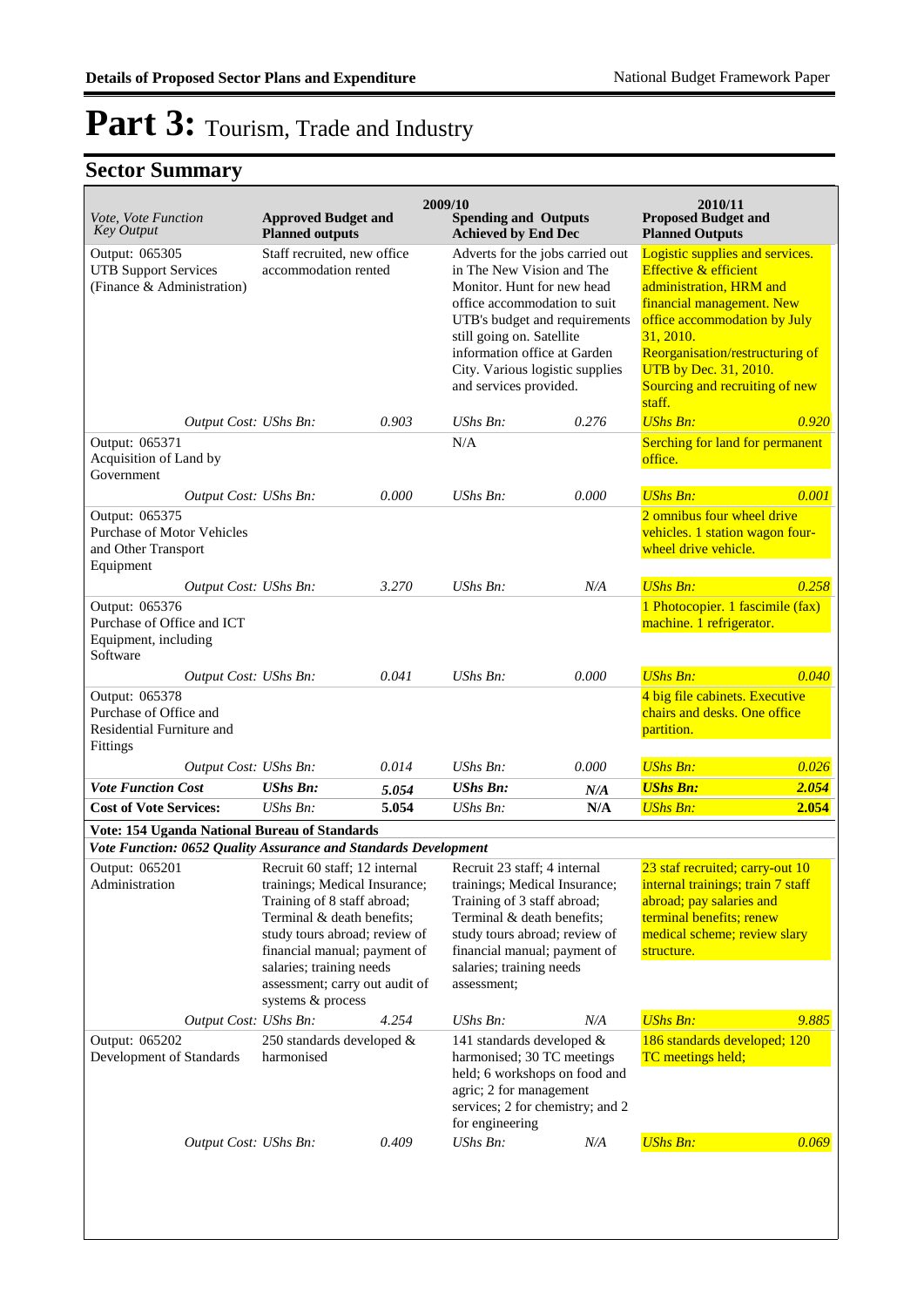# Part 3: Tourism, Trade and Industry

## Sector Summary

| *Vote, Vote Function Key Output* | 2009/10 Approved Budget and Planned outputs | | 2009/10 Spending and Outputs Achieved by End Dec | | 2010/11 Proposed Budget and Planned Outputs | |
|---|---|---|---|---|---|---|
| Output: 065305 UTB Support Services (Finance & Administration) | Staff recruited, new office accommodation rented | | Adverts for the jobs carried out in The New Vision and The Monitor. Hunt for new head office accommodation to suit UTB's budget and requirements still going on. Satellite information office at Garden City. Various logistic supplies and services provided. | | Logistic supplies and services. Effective & efficient administration, HRM and financial management. New office accommodation by July 31, 2010. Reorganisation/restructuring of UTB by Dec. 31, 2010. Sourcing and recruiting of new staff. | |
| *Output Cost: UShs Bn:* | | *0.903* | *UShs Bn:* | *0.276* | *UShs Bn:* | *0.920* |
| Output: 065371 Acquisition of Land by Government | | | N/A | | Serching for land for permanent office. | |
| *Output Cost: UShs Bn:* | | *0.000* | *UShs Bn:* | *0.000* | *UShs Bn:* | *0.001* |
| Output: 065375 Purchase of Motor Vehicles and Other Transport Equipment | | | | | 2 omnibus four wheel drive vehicles. 1 station wagon four-wheel drive vehicle. | |
| *Output Cost: UShs Bn:* | | *3.270* | *UShs Bn:* | *N/A* | *UShs Bn:* | *0.258* |
| Output: 065376 Purchase of Office and ICT Equipment, including Software | | | | | 1 Photocopier. 1 fascimile (fax) machine. 1 refrigerator. | |
| *Output Cost: UShs Bn:* | | *0.041* | *UShs Bn:* | *0.000* | *UShs Bn:* | *0.040* |
| Output: 065378 Purchase of Office and Residential Furniture and Fittings | | | | | 4 big file cabinets. Executive chairs and desks. One office partition. | |
| *Output Cost: UShs Bn:* | | *0.014* | *UShs Bn:* | *0.000* | *UShs Bn:* | *0.026* |
| ***Vote Function Cost*** | ***UShs Bn:*** | ***5.054*** | ***UShs Bn:*** | ***N/A*** | ***UShs Bn:*** | ***2.054*** |
| **Cost of Vote Services:** | *UShs Bn:* | **5.054** | *UShs Bn:* | **N/A** | *UShs Bn:* | **2.054** |
| **Vote: 154 Uganda National Bureau of Standards** | | | | | | |
| ***Vote Function: 0652 Quality Assurance and Standards Development*** | | | | | | |
| Output: 065201 Administration | Recruit 60 staff; 12 internal trainings; Medical Insurance; Training of 8 staff abroad; Terminal & death benefits; study tours abroad; review of financial manual; payment of salaries; training needs assessment; carry out audit of systems & process | | Recruit 23 staff; 4 internal trainings; Medical Insurance; Training of 3 staff abroad; Terminal & death benefits; study tours abroad; review of financial manual; payment of salaries; training needs assessment; | | 23 staf recruited; carry-out 10 internal trainings; train 7 staff abroad; pay salaries and terminal benefits; renew medical scheme; review slary structure. | |
| *Output Cost: UShs Bn:* | | *4.254* | *UShs Bn:* | *N/A* | *UShs Bn:* | *9.885* |
| Output: 065202 Development of Standards | 250 standards developed & harmonised | | 141 standards developed & harmonised; 30 TC meetings held; 6 workshops on food and agric; 2 for management services; 2 for chemistry; and 2 for engineering | | 186 standards developed; 120 TC meetings held; | |
| *Output Cost: UShs Bn:* | | *0.409* | *UShs Bn:* | *N/A* | *UShs Bn:* | *0.069* |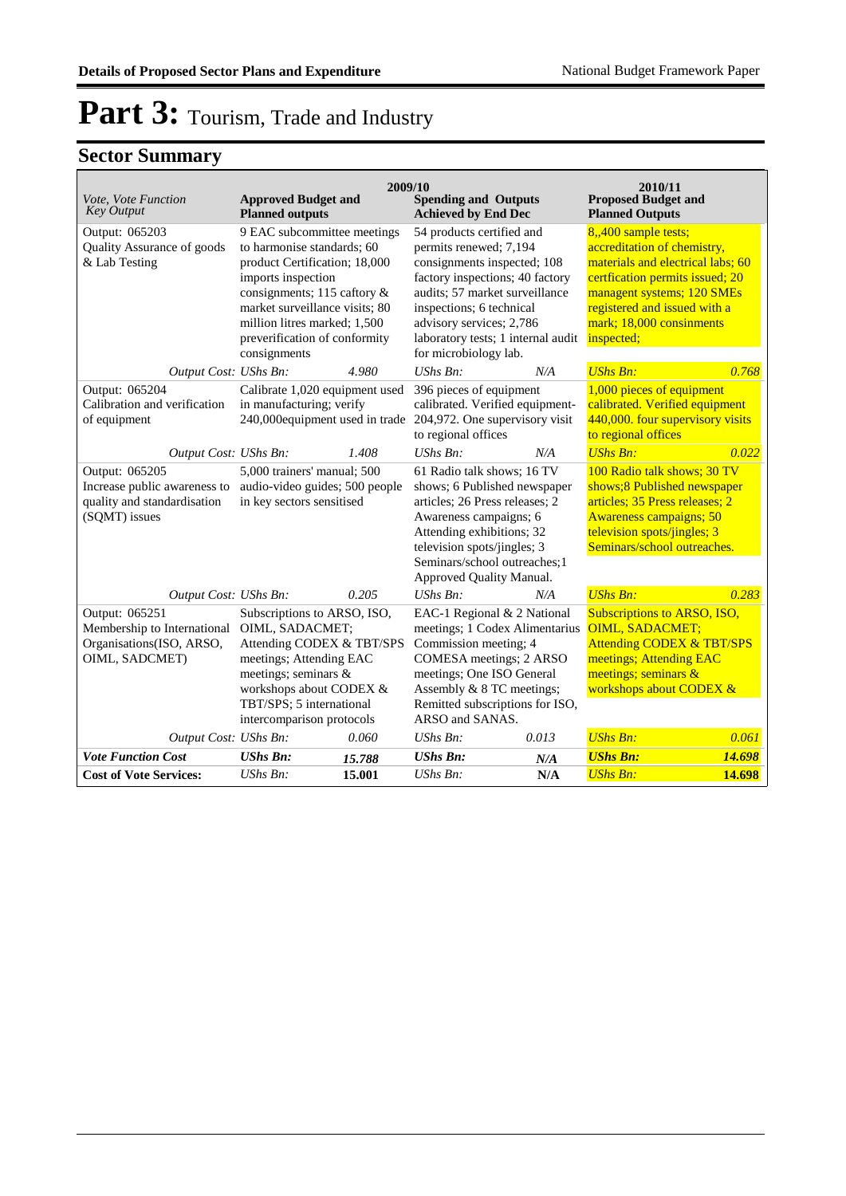# Part 3: Tourism, Trade and Industry

## Sector Summary

| *Vote, Vote Function Key Output* | 2009/10 Approved Budget and Planned outputs | | 2009/10 Spending and Outputs Achieved by End Dec | | 2010/11 Proposed Budget and Planned Outputs | |
|---|---|---|---|---|---|---|
| Output: 065203 Quality Assurance of goods & Lab Testing | 9 EAC subcommittee meetings to harmonise standards; 60 product Certification; 18,000 imports inspection consignments; 115 caftory & market surveillance visits; 80 million litres marked; 1,500 preverification of conformity consignments | | 54 products certified and permits renewed; 7,194 consignments inspected; 108 factory inspections; 40 factory audits; 57 market surveillance inspections; 6 technical advisory services; 2,786 laboratory tests; 1 internal audit for microbiology lab. | | 8,,400 sample tests; accreditation of chemistry, materials and electrical labs; 60 certfication permits issued; 20 managent systems; 120 SMEs registered and issued with a mark; 18,000 consinments inspected; | |
| *Output Cost:* | *UShs Bn:* | *4.980* | *UShs Bn:* | *N/A* | *UShs Bn:* | *0.768* |
| Output: 065204 Calibration and verification of equipment | Calibrate 1,020 equipment used in manufacturing; verify 240,000equipment used in trade | | 396 pieces of equipment calibrated. Verified equipment- 204,972. One supervisory visit to regional offices | | 1,000 pieces of equipment calibrated. Verified equipment 440,000. four supervisory visits to regional offices | |
| *Output Cost:* | *UShs Bn:* | *1.408* | *UShs Bn:* | *N/A* | *UShs Bn:* | *0.022* |
| Output: 065205 Increase public awareness to quality and standardisation (SQMT) issues | 5,000 trainers' manual; 500 audio-video guides; 500 people in key sectors sensitised | | 61 Radio talk shows; 16 TV shows; 6 Published newspaper articles; 26 Press releases; 2 Awareness campaigns; 6 Attending exhibitions; 32 television spots/jingles; 3 Seminars/school outreaches;1 Approved Quality Manual. | | 100 Radio talk shows; 30 TV shows;8 Published newspaper articles; 35 Press releases; 2 Awareness campaigns; 50 television spots/jingles; 3 Seminars/school outreaches. | |
| *Output Cost:* | *UShs Bn:* | *0.205* | *UShs Bn:* | *N/A* | *UShs Bn:* | *0.283* |
| Output: 065251 Membership to International Organisations(ISO, ARSO, OIML, SADCMET) | Subscriptions to ARSO, ISO, OIML, SADACMET; Attending CODEX & TBT/SPS meetings; Attending EAC meetings; seminars & workshops about CODEX & TBT/SPS; 5 international intercomparison protocols | | EAC-1 Regional & 2 National meetings; 1 Codex Alimentarius Commission meeting; 4 COMESA meetings; 2 ARSO meetings; One ISO General Assembly & 8 TC meetings; Remitted subscriptions for ISO, ARSO and SANAS. | | Subscriptions to ARSO, ISO, OIML, SADACMET; Attending CODEX & TBT/SPS meetings; Attending EAC meetings; seminars & workshops about CODEX & | |
| *Output Cost:* | *UShs Bn:* | *0.060* | *UShs Bn:* | *0.013* | *UShs Bn:* | *0.061* |
| ***Vote Function Cost*** | ***UShs Bn:*** | ***15.788*** | ***UShs Bn:*** | ***N/A*** | ***UShs Bn:*** | ***14.698*** |
| **Cost of Vote Services:** | *UShs Bn:* | **15.001** | *UShs Bn:* | **N/A** | *UShs Bn:* | ***14.698*** |